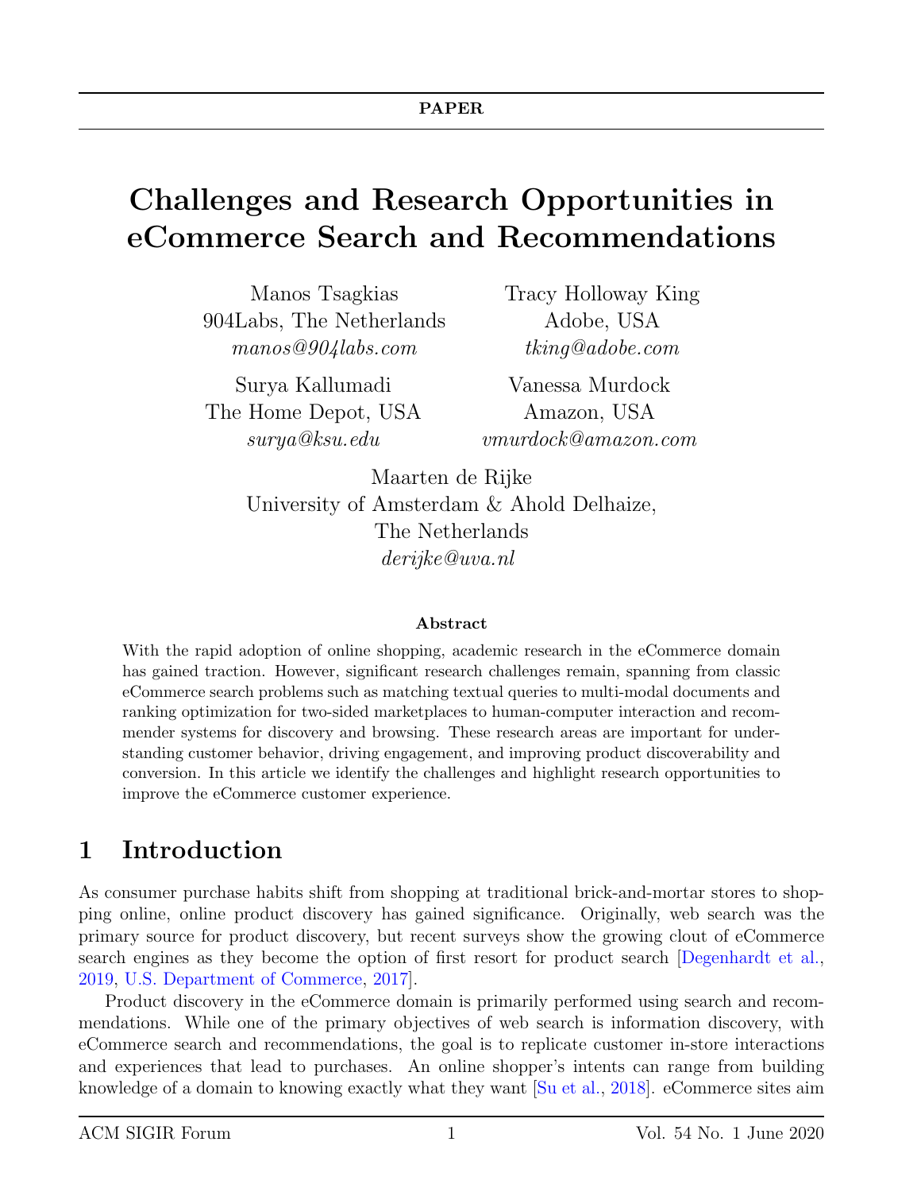PAPER

# Challenges and Research Opportunities in eCommerce Search and Recommendations

Manos Tsagkias
904Labs, The Netherlands
*manos@904labs.com*

Tracy Holloway King
Adobe, USA
*tking@adobe.com*

Surya Kallumadi
The Home Depot, USA
*surya@ksu.edu*

Vanessa Murdock
Amazon, USA
*vmurdock@amazon.com*

Maarten de Rijke
University of Amsterdam & Ahold Delhaize,
The Netherlands
*derijke@uva.nl*

**Abstract**

With the rapid adoption of online shopping, academic research in the eCommerce domain has gained traction. However, significant research challenges remain, spanning from classic eCommerce search problems such as matching textual queries to multi-modal documents and ranking optimization for two-sided marketplaces to human-computer interaction and recommender systems for discovery and browsing. These research areas are important for understanding customer behavior, driving engagement, and improving product discoverability and conversion. In this article we identify the challenges and highlight research opportunities to improve the eCommerce customer experience.

## 1 Introduction

As consumer purchase habits shift from shopping at traditional brick-and-mortar stores to shopping online, online product discovery has gained significance. Originally, web search was the primary source for product discovery, but recent surveys show the growing clout of eCommerce search engines as they become the option of first resort for product search [Degenhardt et al., 2019, U.S. Department of Commerce, 2017].

Product discovery in the eCommerce domain is primarily performed using search and recommendations. While one of the primary objectives of web search is information discovery, with eCommerce search and recommendations, the goal is to replicate customer in-store interactions and experiences that lead to purchases. An online shopper's intents can range from building knowledge of a domain to knowing exactly what they want [Su et al., 2018]. eCommerce sites aim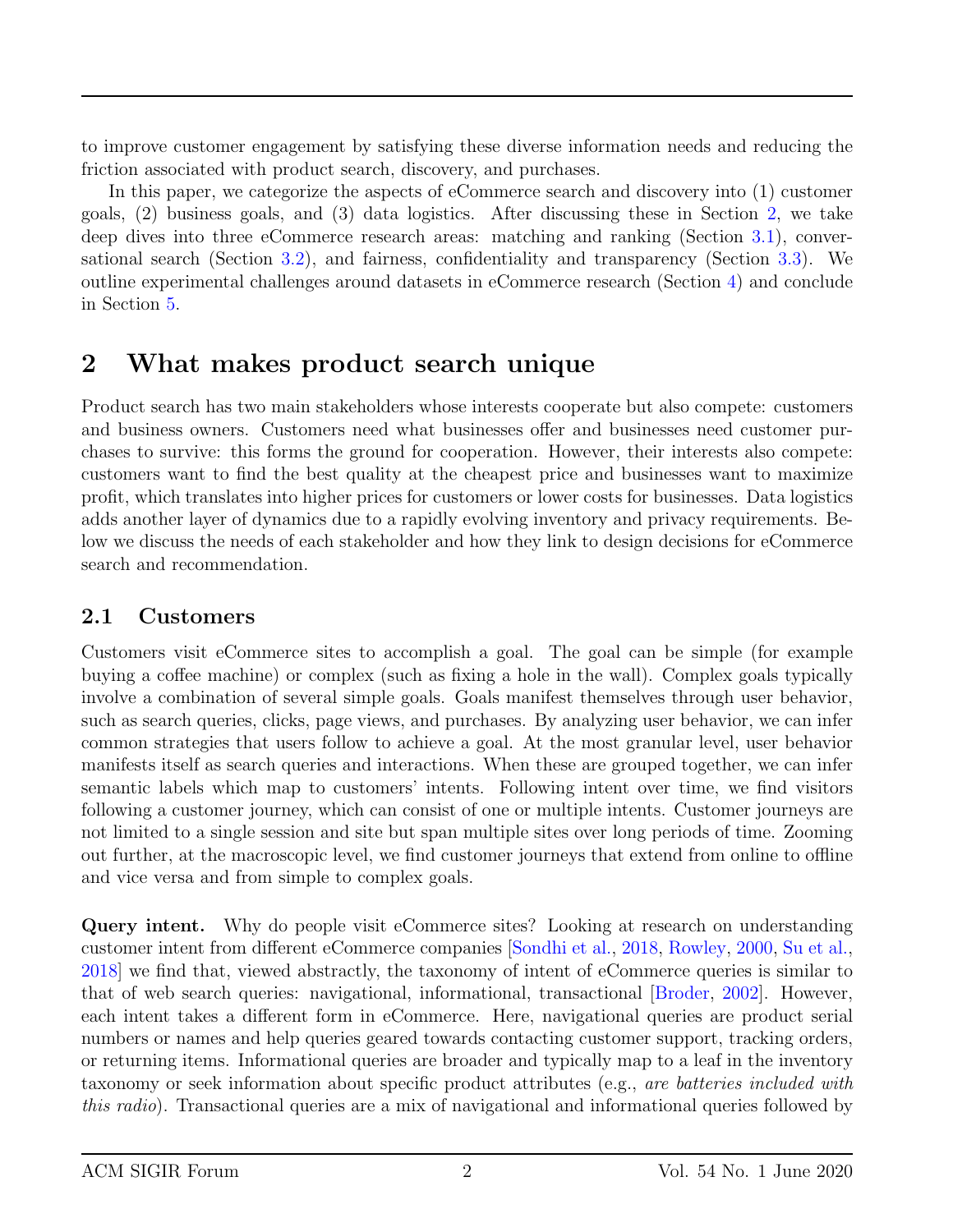to improve customer engagement by satisfying these diverse information needs and reducing the friction associated with product search, discovery, and purchases.

In this paper, we categorize the aspects of eCommerce search and discovery into (1) customer goals, (2) business goals, and (3) data logistics. After discussing these in Section 2, we take deep dives into three eCommerce research areas: matching and ranking (Section 3.1), conversational search (Section 3.2), and fairness, confidentiality and transparency (Section 3.3). We outline experimental challenges around datasets in eCommerce research (Section 4) and conclude in Section 5.

# 2 What makes product search unique

Product search has two main stakeholders whose interests cooperate but also compete: customers and business owners. Customers need what businesses offer and businesses need customer purchases to survive: this forms the ground for cooperation. However, their interests also compete: customers want to find the best quality at the cheapest price and businesses want to maximize profit, which translates into higher prices for customers or lower costs for businesses. Data logistics adds another layer of dynamics due to a rapidly evolving inventory and privacy requirements. Below we discuss the needs of each stakeholder and how they link to design decisions for eCommerce search and recommendation.

## 2.1 Customers

Customers visit eCommerce sites to accomplish a goal. The goal can be simple (for example buying a coffee machine) or complex (such as fixing a hole in the wall). Complex goals typically involve a combination of several simple goals. Goals manifest themselves through user behavior, such as search queries, clicks, page views, and purchases. By analyzing user behavior, we can infer common strategies that users follow to achieve a goal. At the most granular level, user behavior manifests itself as search queries and interactions. When these are grouped together, we can infer semantic labels which map to customers' intents. Following intent over time, we find visitors following a customer journey, which can consist of one or multiple intents. Customer journeys are not limited to a single session and site but span multiple sites over long periods of time. Zooming out further, at the macroscopic level, we find customer journeys that extend from online to offline and vice versa and from simple to complex goals.

**Query intent.** Why do people visit eCommerce sites? Looking at research on understanding customer intent from different eCommerce companies [Sondhi et al., 2018, Rowley, 2000, Su et al., 2018] we find that, viewed abstractly, the taxonomy of intent of eCommerce queries is similar to that of web search queries: navigational, informational, transactional [Broder, 2002]. However, each intent takes a different form in eCommerce. Here, navigational queries are product serial numbers or names and help queries geared towards contacting customer support, tracking orders, or returning items. Informational queries are broader and typically map to a leaf in the inventory taxonomy or seek information about specific product attributes (e.g., *are batteries included with this radio*). Transactional queries are a mix of navigational and informational queries followed by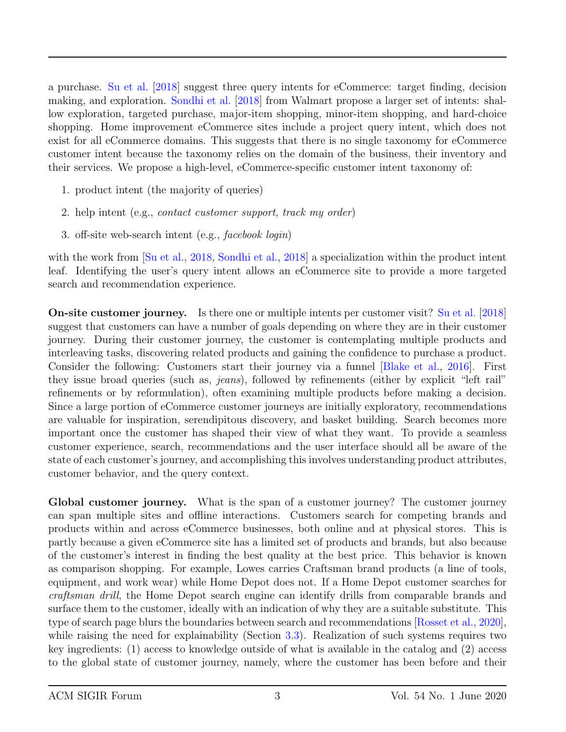a purchase. Su et al. [2018] suggest three query intents for eCommerce: target finding, decision making, and exploration. Sondhi et al. [2018] from Walmart propose a larger set of intents: shallow exploration, targeted purchase, major-item shopping, minor-item shopping, and hard-choice shopping. Home improvement eCommerce sites include a project query intent, which does not exist for all eCommerce domains. This suggests that there is no single taxonomy for eCommerce customer intent because the taxonomy relies on the domain of the business, their inventory and their services. We propose a high-level, eCommerce-specific customer intent taxonomy of:

1. product intent (the majority of queries)
2. help intent (e.g., *contact customer support*, *track my order*)
3. off-site web-search intent (e.g., *facebook login*)

with the work from [Su et al., 2018, Sondhi et al., 2018] a specialization within the product intent leaf. Identifying the user's query intent allows an eCommerce site to provide a more targeted search and recommendation experience.

**On-site customer journey.** Is there one or multiple intents per customer visit? Su et al. [2018] suggest that customers can have a number of goals depending on where they are in their customer journey. During their customer journey, the customer is contemplating multiple products and interleaving tasks, discovering related products and gaining the confidence to purchase a product. Consider the following: Customers start their journey via a funnel [Blake et al., 2016]. First they issue broad queries (such as, *jeans*), followed by refinements (either by explicit "left rail" refinements or by reformulation), often examining multiple products before making a decision. Since a large portion of eCommerce customer journeys are initially exploratory, recommendations are valuable for inspiration, serendipitous discovery, and basket building. Search becomes more important once the customer has shaped their view of what they want. To provide a seamless customer experience, search, recommendations and the user interface should all be aware of the state of each customer's journey, and accomplishing this involves understanding product attributes, customer behavior, and the query context.

**Global customer journey.** What is the span of a customer journey? The customer journey can span multiple sites and offline interactions. Customers search for competing brands and products within and across eCommerce businesses, both online and at physical stores. This is partly because a given eCommerce site has a limited set of products and brands, but also because of the customer's interest in finding the best quality at the best price. This behavior is known as comparison shopping. For example, Lowes carries Craftsman brand products (a line of tools, equipment, and work wear) while Home Depot does not. If a Home Depot customer searches for *craftsman drill*, the Home Depot search engine can identify drills from comparable brands and surface them to the customer, ideally with an indication of why they are a suitable substitute. This type of search page blurs the boundaries between search and recommendations [Rosset et al., 2020], while raising the need for explainability (Section 3.3). Realization of such systems requires two key ingredients: (1) access to knowledge outside of what is available in the catalog and (2) access to the global state of customer journey, namely, where the customer has been before and their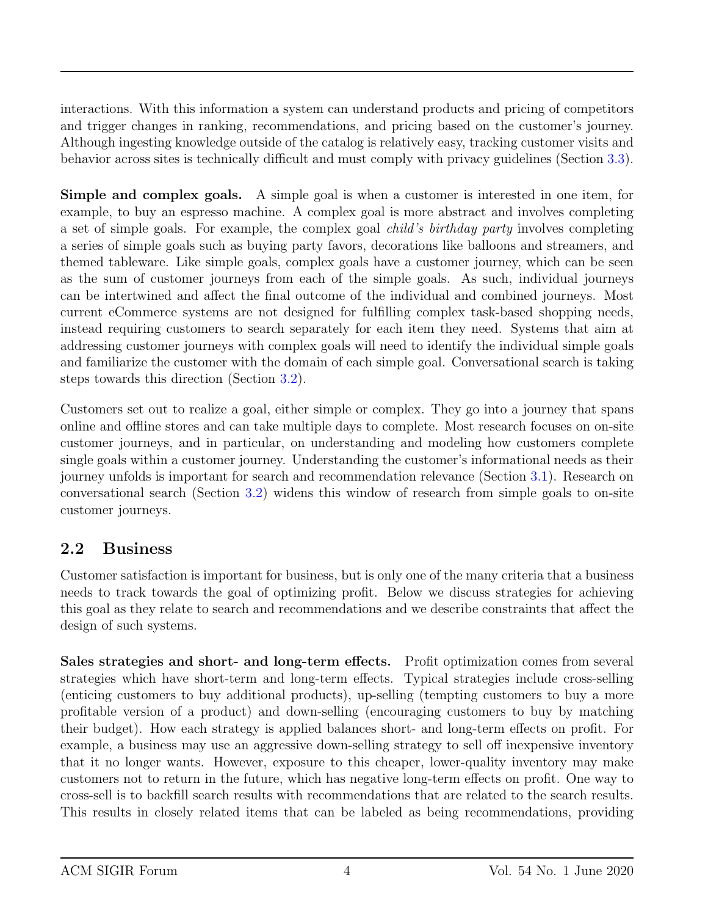interactions. With this information a system can understand products and pricing of competitors and trigger changes in ranking, recommendations, and pricing based on the customer's journey. Although ingesting knowledge outside of the catalog is relatively easy, tracking customer visits and behavior across sites is technically difficult and must comply with privacy guidelines (Section 3.3).

**Simple and complex goals.** A simple goal is when a customer is interested in one item, for example, to buy an espresso machine. A complex goal is more abstract and involves completing a set of simple goals. For example, the complex goal *child's birthday party* involves completing a series of simple goals such as buying party favors, decorations like balloons and streamers, and themed tableware. Like simple goals, complex goals have a customer journey, which can be seen as the sum of customer journeys from each of the simple goals. As such, individual journeys can be intertwined and affect the final outcome of the individual and combined journeys. Most current eCommerce systems are not designed for fulfilling complex task-based shopping needs, instead requiring customers to search separately for each item they need. Systems that aim at addressing customer journeys with complex goals will need to identify the individual simple goals and familiarize the customer with the domain of each simple goal. Conversational search is taking steps towards this direction (Section 3.2).

Customers set out to realize a goal, either simple or complex. They go into a journey that spans online and offline stores and can take multiple days to complete. Most research focuses on on-site customer journeys, and in particular, on understanding and modeling how customers complete single goals within a customer journey. Understanding the customer's informational needs as their journey unfolds is important for search and recommendation relevance (Section 3.1). Research on conversational search (Section 3.2) widens this window of research from simple goals to on-site customer journeys.

## 2.2 Business

Customer satisfaction is important for business, but is only one of the many criteria that a business needs to track towards the goal of optimizing profit. Below we discuss strategies for achieving this goal as they relate to search and recommendations and we describe constraints that affect the design of such systems.

**Sales strategies and short- and long-term effects.** Profit optimization comes from several strategies which have short-term and long-term effects. Typical strategies include cross-selling (enticing customers to buy additional products), up-selling (tempting customers to buy a more profitable version of a product) and down-selling (encouraging customers to buy by matching their budget). How each strategy is applied balances short- and long-term effects on profit. For example, a business may use an aggressive down-selling strategy to sell off inexpensive inventory that it no longer wants. However, exposure to this cheaper, lower-quality inventory may make customers not to return in the future, which has negative long-term effects on profit. One way to cross-sell is to backfill search results with recommendations that are related to the search results. This results in closely related items that can be labeled as being recommendations, providing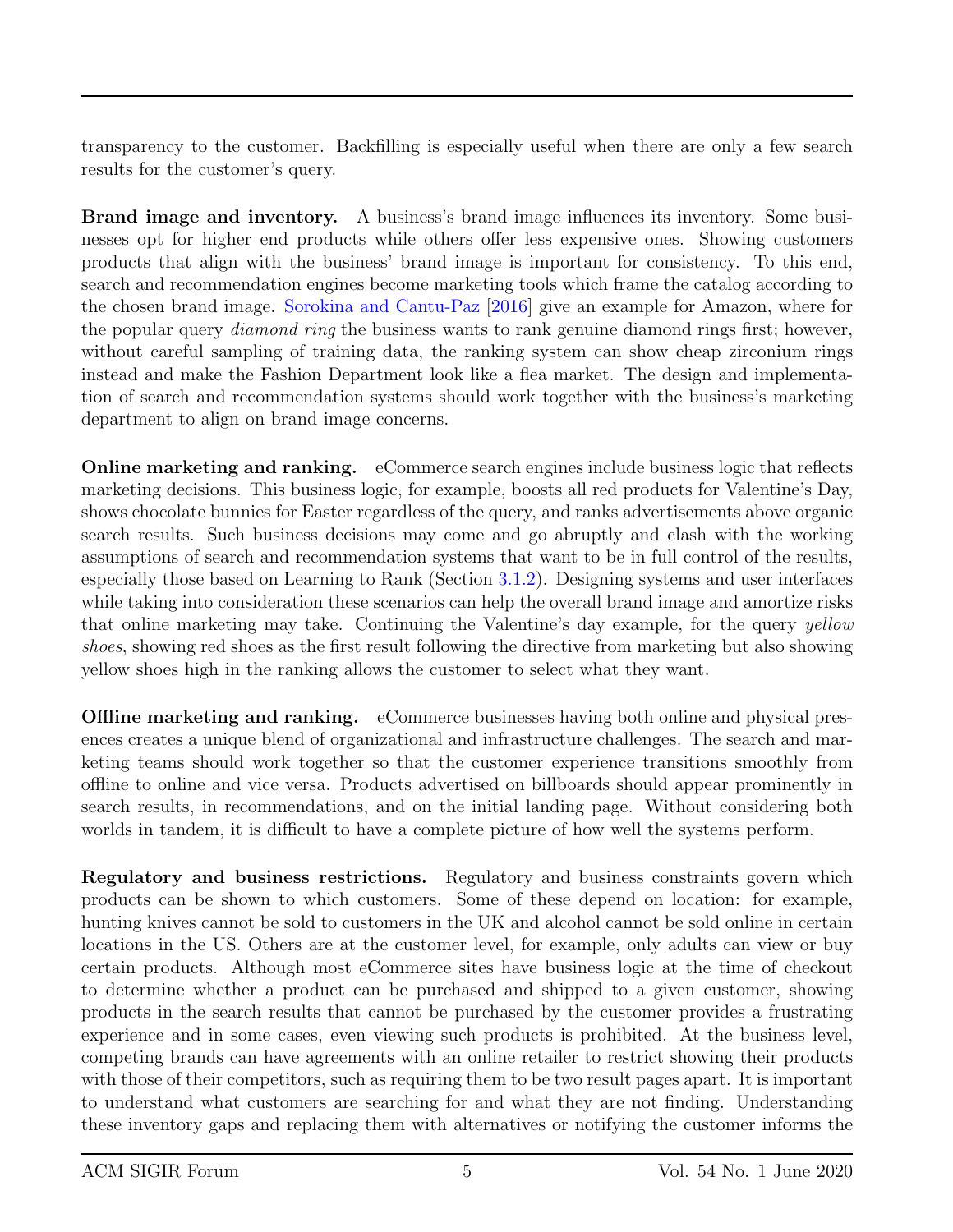transparency to the customer. Backfilling is especially useful when there are only a few search results for the customer's query.

**Brand image and inventory.** A business's brand image influences its inventory. Some businesses opt for higher end products while others offer less expensive ones. Showing customers products that align with the business' brand image is important for consistency. To this end, search and recommendation engines become marketing tools which frame the catalog according to the chosen brand image. Sorokina and Cantu-Paz [2016] give an example for Amazon, where for the popular query *diamond ring* the business wants to rank genuine diamond rings first; however, without careful sampling of training data, the ranking system can show cheap zirconium rings instead and make the Fashion Department look like a flea market. The design and implementation of search and recommendation systems should work together with the business's marketing department to align on brand image concerns.

**Online marketing and ranking.** eCommerce search engines include business logic that reflects marketing decisions. This business logic, for example, boosts all red products for Valentine's Day, shows chocolate bunnies for Easter regardless of the query, and ranks advertisements above organic search results. Such business decisions may come and go abruptly and clash with the working assumptions of search and recommendation systems that want to be in full control of the results, especially those based on Learning to Rank (Section 3.1.2). Designing systems and user interfaces while taking into consideration these scenarios can help the overall brand image and amortize risks that online marketing may take. Continuing the Valentine's day example, for the query *yellow shoes*, showing red shoes as the first result following the directive from marketing but also showing yellow shoes high in the ranking allows the customer to select what they want.

**Offline marketing and ranking.** eCommerce businesses having both online and physical presences creates a unique blend of organizational and infrastructure challenges. The search and marketing teams should work together so that the customer experience transitions smoothly from offline to online and vice versa. Products advertised on billboards should appear prominently in search results, in recommendations, and on the initial landing page. Without considering both worlds in tandem, it is difficult to have a complete picture of how well the systems perform.

**Regulatory and business restrictions.** Regulatory and business constraints govern which products can be shown to which customers. Some of these depend on location: for example, hunting knives cannot be sold to customers in the UK and alcohol cannot be sold online in certain locations in the US. Others are at the customer level, for example, only adults can view or buy certain products. Although most eCommerce sites have business logic at the time of checkout to determine whether a product can be purchased and shipped to a given customer, showing products in the search results that cannot be purchased by the customer provides a frustrating experience and in some cases, even viewing such products is prohibited. At the business level, competing brands can have agreements with an online retailer to restrict showing their products with those of their competitors, such as requiring them to be two result pages apart. It is important to understand what customers are searching for and what they are not finding. Understanding these inventory gaps and replacing them with alternatives or notifying the customer informs the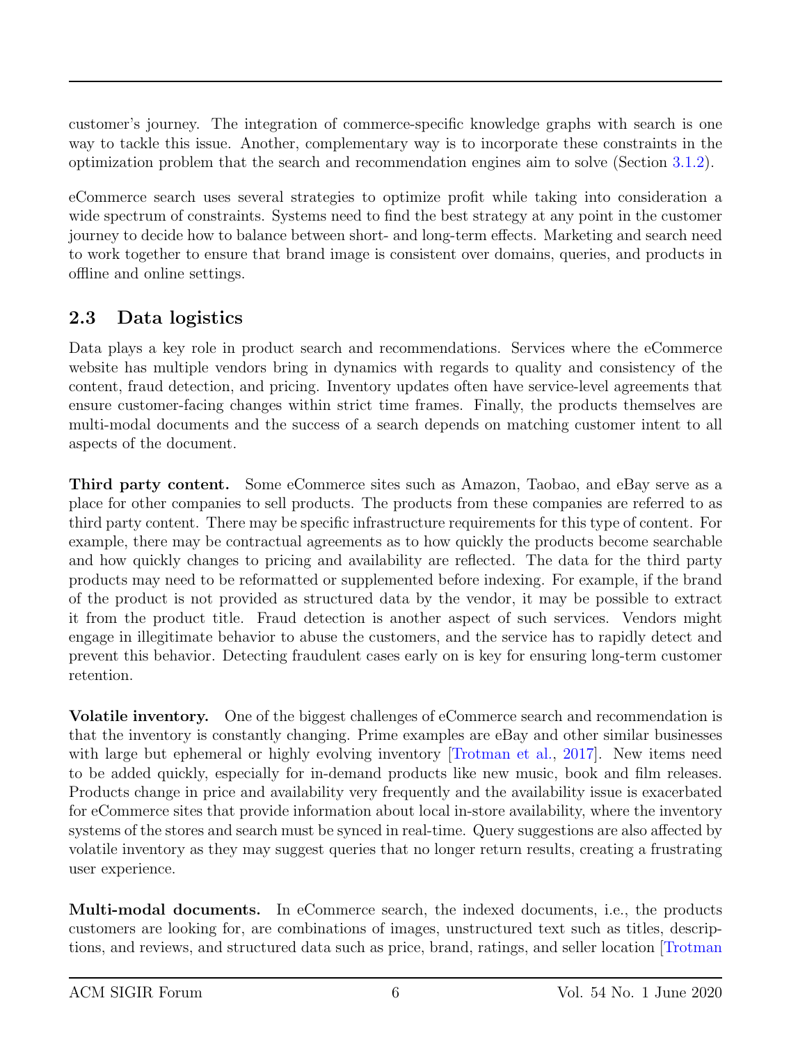customer's journey. The integration of commerce-specific knowledge graphs with search is one way to tackle this issue. Another, complementary way is to incorporate these constraints in the optimization problem that the search and recommendation engines aim to solve (Section 3.1.2).

eCommerce search uses several strategies to optimize profit while taking into consideration a wide spectrum of constraints. Systems need to find the best strategy at any point in the customer journey to decide how to balance between short- and long-term effects. Marketing and search need to work together to ensure that brand image is consistent over domains, queries, and products in offline and online settings.

## 2.3 Data logistics

Data plays a key role in product search and recommendations. Services where the eCommerce website has multiple vendors bring in dynamics with regards to quality and consistency of the content, fraud detection, and pricing. Inventory updates often have service-level agreements that ensure customer-facing changes within strict time frames. Finally, the products themselves are multi-modal documents and the success of a search depends on matching customer intent to all aspects of the document.

**Third party content.** Some eCommerce sites such as Amazon, Taobao, and eBay serve as a place for other companies to sell products. The products from these companies are referred to as third party content. There may be specific infrastructure requirements for this type of content. For example, there may be contractual agreements as to how quickly the products become searchable and how quickly changes to pricing and availability are reflected. The data for the third party products may need to be reformatted or supplemented before indexing. For example, if the brand of the product is not provided as structured data by the vendor, it may be possible to extract it from the product title. Fraud detection is another aspect of such services. Vendors might engage in illegitimate behavior to abuse the customers, and the service has to rapidly detect and prevent this behavior. Detecting fraudulent cases early on is key for ensuring long-term customer retention.

**Volatile inventory.** One of the biggest challenges of eCommerce search and recommendation is that the inventory is constantly changing. Prime examples are eBay and other similar businesses with large but ephemeral or highly evolving inventory [Trotman et al., 2017]. New items need to be added quickly, especially for in-demand products like new music, book and film releases. Products change in price and availability very frequently and the availability issue is exacerbated for eCommerce sites that provide information about local in-store availability, where the inventory systems of the stores and search must be synced in real-time. Query suggestions are also affected by volatile inventory as they may suggest queries that no longer return results, creating a frustrating user experience.

**Multi-modal documents.** In eCommerce search, the indexed documents, i.e., the products customers are looking for, are combinations of images, unstructured text such as titles, descriptions, and reviews, and structured data such as price, brand, ratings, and seller location [Trotman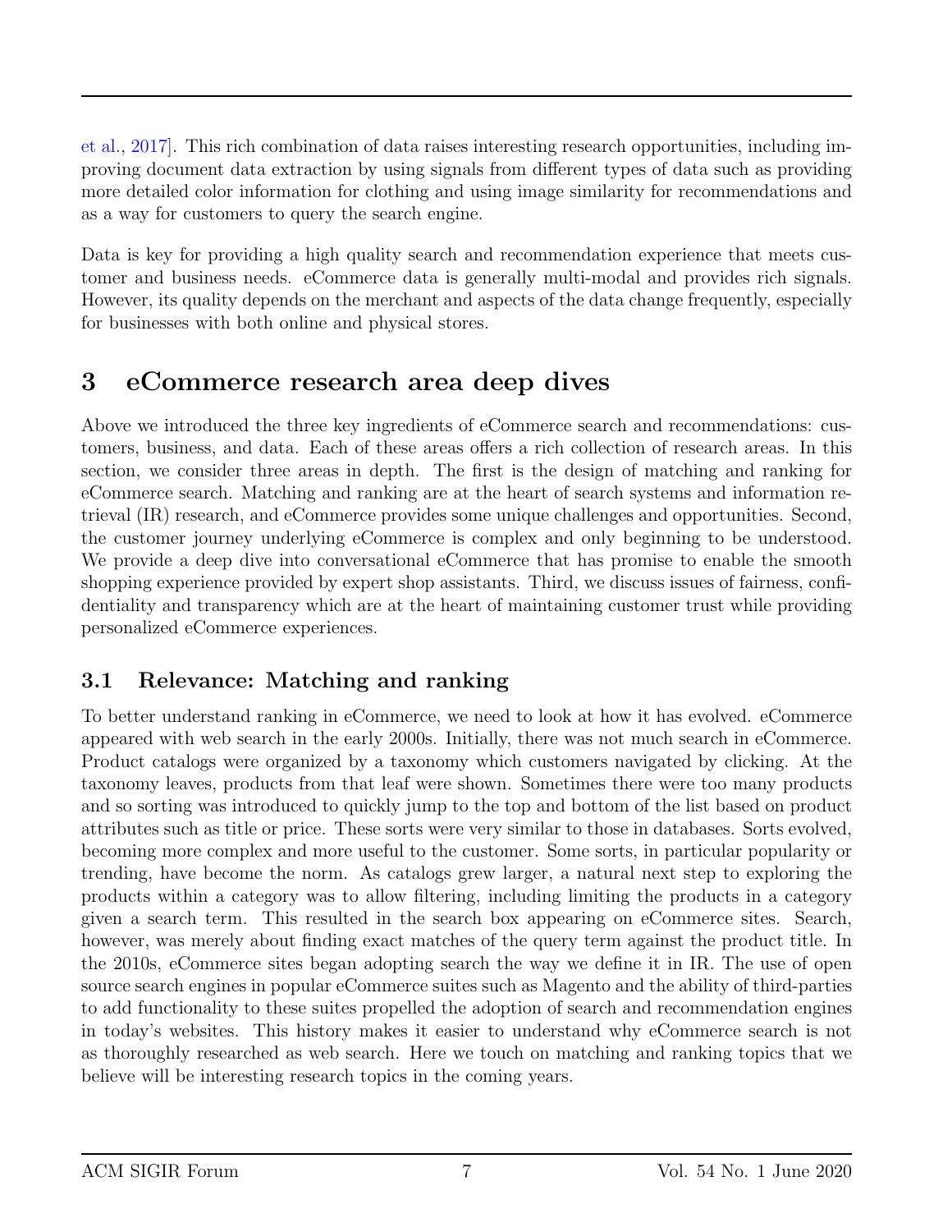et al., 2017]. This rich combination of data raises interesting research opportunities, including improving document data extraction by using signals from different types of data such as providing more detailed color information for clothing and using image similarity for recommendations and as a way for customers to query the search engine.

Data is key for providing a high quality search and recommendation experience that meets customer and business needs. eCommerce data is generally multi-modal and provides rich signals. However, its quality depends on the merchant and aspects of the data change frequently, especially for businesses with both online and physical stores.

# 3 eCommerce research area deep dives

Above we introduced the three key ingredients of eCommerce search and recommendations: customers, business, and data. Each of these areas offers a rich collection of research areas. In this section, we consider three areas in depth. The first is the design of matching and ranking for eCommerce search. Matching and ranking are at the heart of search systems and information retrieval (IR) research, and eCommerce provides some unique challenges and opportunities. Second, the customer journey underlying eCommerce is complex and only beginning to be understood. We provide a deep dive into conversational eCommerce that has promise to enable the smooth shopping experience provided by expert shop assistants. Third, we discuss issues of fairness, confidentiality and transparency which are at the heart of maintaining customer trust while providing personalized eCommerce experiences.

## 3.1 Relevance: Matching and ranking

To better understand ranking in eCommerce, we need to look at how it has evolved. eCommerce appeared with web search in the early 2000s. Initially, there was not much search in eCommerce. Product catalogs were organized by a taxonomy which customers navigated by clicking. At the taxonomy leaves, products from that leaf were shown. Sometimes there were too many products and so sorting was introduced to quickly jump to the top and bottom of the list based on product attributes such as title or price. These sorts were very similar to those in databases. Sorts evolved, becoming more complex and more useful to the customer. Some sorts, in particular popularity or trending, have become the norm. As catalogs grew larger, a natural next step to exploring the products within a category was to allow filtering, including limiting the products in a category given a search term. This resulted in the search box appearing on eCommerce sites. Search, however, was merely about finding exact matches of the query term against the product title. In the 2010s, eCommerce sites began adopting search the way we define it in IR. The use of open source search engines in popular eCommerce suites such as Magento and the ability of third-parties to add functionality to these suites propelled the adoption of search and recommendation engines in today's websites. This history makes it easier to understand why eCommerce search is not as thoroughly researched as web search. Here we touch on matching and ranking topics that we believe will be interesting research topics in the coming years.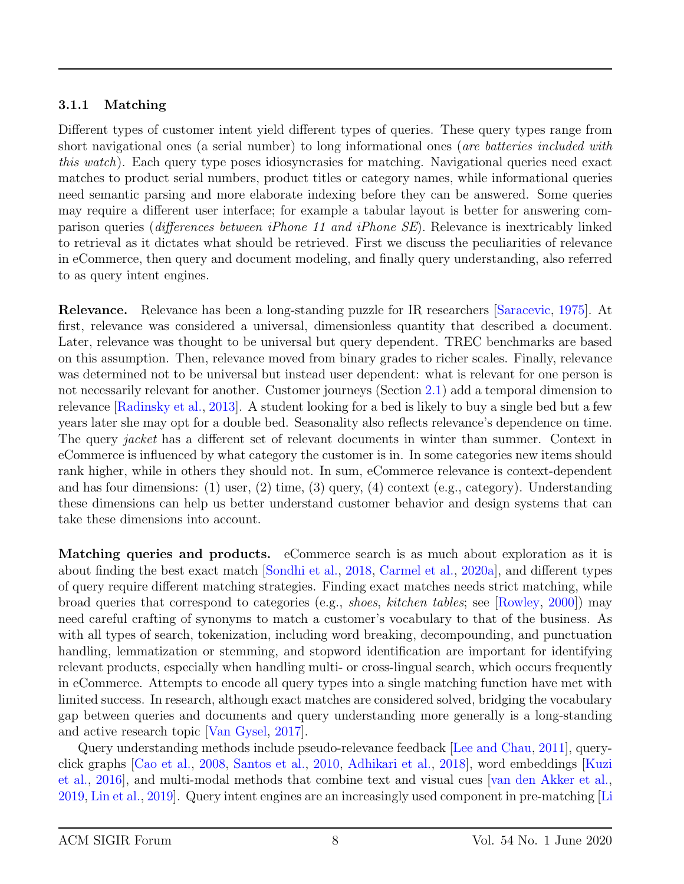### 3.1.1 Matching

Different types of customer intent yield different types of queries. These query types range from short navigational ones (a serial number) to long informational ones (*are batteries included with this watch*). Each query type poses idiosyncrasies for matching. Navigational queries need exact matches to product serial numbers, product titles or category names, while informational queries need semantic parsing and more elaborate indexing before they can be answered. Some queries may require a different user interface; for example a tabular layout is better for answering comparison queries (*differences between iPhone 11 and iPhone SE*). Relevance is inextricably linked to retrieval as it dictates what should be retrieved. First we discuss the peculiarities of relevance in eCommerce, then query and document modeling, and finally query understanding, also referred to as query intent engines.

**Relevance.** Relevance has been a long-standing puzzle for IR researchers [Saracevic, 1975]. At first, relevance was considered a universal, dimensionless quantity that described a document. Later, relevance was thought to be universal but query dependent. TREC benchmarks are based on this assumption. Then, relevance moved from binary grades to richer scales. Finally, relevance was determined not to be universal but instead user dependent: what is relevant for one person is not necessarily relevant for another. Customer journeys (Section 2.1) add a temporal dimension to relevance [Radinsky et al., 2013]. A student looking for a bed is likely to buy a single bed but a few years later she may opt for a double bed. Seasonality also reflects relevance's dependence on time. The query *jacket* has a different set of relevant documents in winter than summer. Context in eCommerce is influenced by what category the customer is in. In some categories new items should rank higher, while in others they should not. In sum, eCommerce relevance is context-dependent and has four dimensions: (1) user, (2) time, (3) query, (4) context (e.g., category). Understanding these dimensions can help us better understand customer behavior and design systems that can take these dimensions into account.

**Matching queries and products.** eCommerce search is as much about exploration as it is about finding the best exact match [Sondhi et al., 2018, Carmel et al., 2020a], and different types of query require different matching strategies. Finding exact matches needs strict matching, while broad queries that correspond to categories (e.g., *shoes*, *kitchen tables*; see [Rowley, 2000]) may need careful crafting of synonyms to match a customer's vocabulary to that of the business. As with all types of search, tokenization, including word breaking, decompounding, and punctuation handling, lemmatization or stemming, and stopword identification are important for identifying relevant products, especially when handling multi- or cross-lingual search, which occurs frequently in eCommerce. Attempts to encode all query types into a single matching function have met with limited success. In research, although exact matches are considered solved, bridging the vocabulary gap between queries and documents and query understanding more generally is a long-standing and active research topic [Van Gysel, 2017].

Query understanding methods include pseudo-relevance feedback [Lee and Chau, 2011], query-click graphs [Cao et al., 2008, Santos et al., 2010, Adhikari et al., 2018], word embeddings [Kuzi et al., 2016], and multi-modal methods that combine text and visual cues [van den Akker et al., 2019, Lin et al., 2019]. Query intent engines are an increasingly used component in pre-matching [Li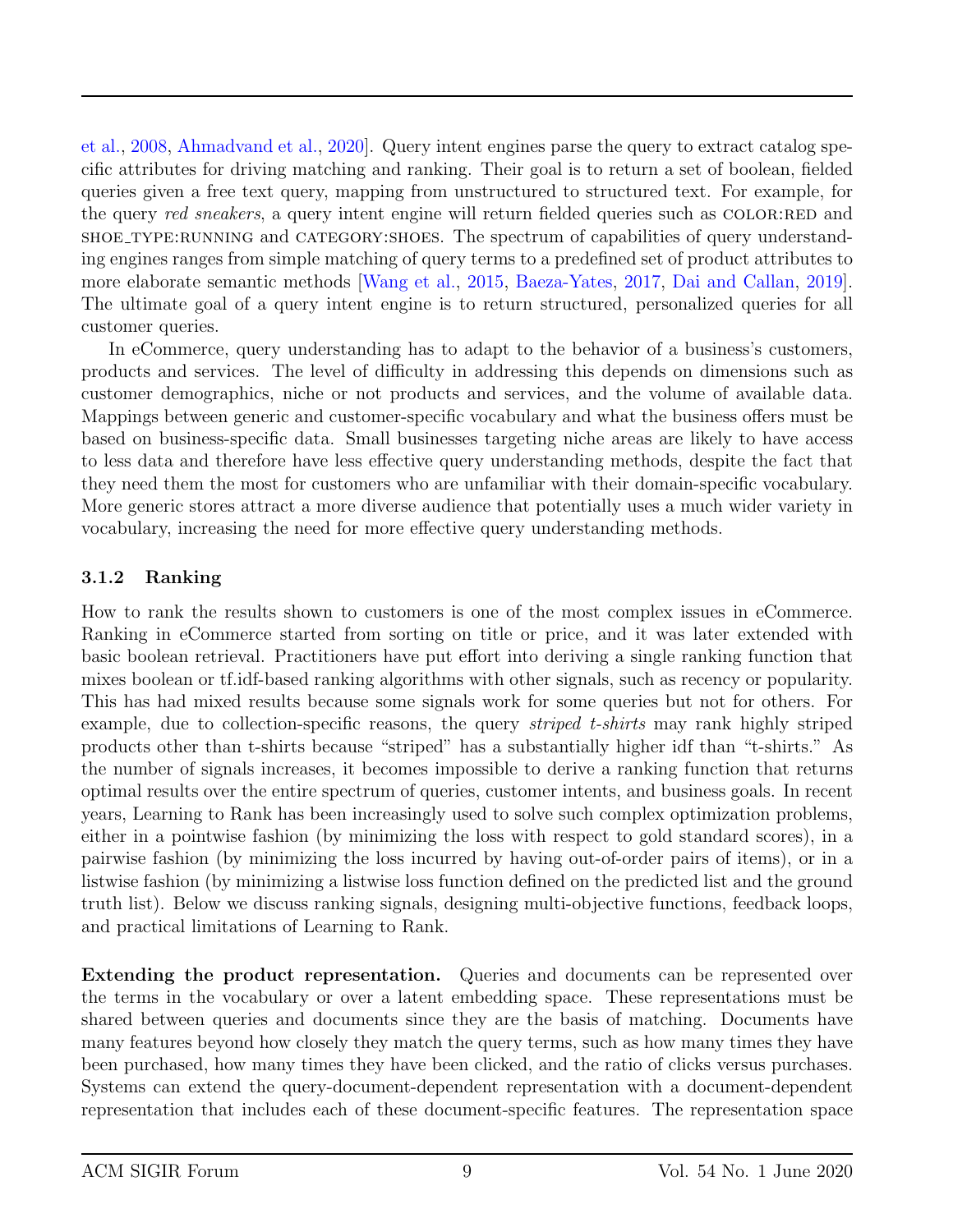et al., 2008, Ahmadvand et al., 2020]. Query intent engines parse the query to extract catalog specific attributes for driving matching and ranking. Their goal is to return a set of boolean, fielded queries given a free text query, mapping from unstructured to structured text. For example, for the query *red sneakers*, a query intent engine will return fielded queries such as COLOR:RED and SHOE_TYPE:RUNNING and CATEGORY:SHOES. The spectrum of capabilities of query understanding engines ranges from simple matching of query terms to a predefined set of product attributes to more elaborate semantic methods [Wang et al., 2015, Baeza-Yates, 2017, Dai and Callan, 2019]. The ultimate goal of a query intent engine is to return structured, personalized queries for all customer queries.

In eCommerce, query understanding has to adapt to the behavior of a business's customers, products and services. The level of difficulty in addressing this depends on dimensions such as customer demographics, niche or not products and services, and the volume of available data. Mappings between generic and customer-specific vocabulary and what the business offers must be based on business-specific data. Small businesses targeting niche areas are likely to have access to less data and therefore have less effective query understanding methods, despite the fact that they need them the most for customers who are unfamiliar with their domain-specific vocabulary. More generic stores attract a more diverse audience that potentially uses a much wider variety in vocabulary, increasing the need for more effective query understanding methods.

### 3.1.2 Ranking

How to rank the results shown to customers is one of the most complex issues in eCommerce. Ranking in eCommerce started from sorting on title or price, and it was later extended with basic boolean retrieval. Practitioners have put effort into deriving a single ranking function that mixes boolean or tf.idf-based ranking algorithms with other signals, such as recency or popularity. This has had mixed results because some signals work for some queries but not for others. For example, due to collection-specific reasons, the query *striped t-shirts* may rank highly striped products other than t-shirts because "striped" has a substantially higher idf than "t-shirts." As the number of signals increases, it becomes impossible to derive a ranking function that returns optimal results over the entire spectrum of queries, customer intents, and business goals. In recent years, Learning to Rank has been increasingly used to solve such complex optimization problems, either in a pointwise fashion (by minimizing the loss with respect to gold standard scores), in a pairwise fashion (by minimizing the loss incurred by having out-of-order pairs of items), or in a listwise fashion (by minimizing a listwise loss function defined on the predicted list and the ground truth list). Below we discuss ranking signals, designing multi-objective functions, feedback loops, and practical limitations of Learning to Rank.

**Extending the product representation.** Queries and documents can be represented over the terms in the vocabulary or over a latent embedding space. These representations must be shared between queries and documents since they are the basis of matching. Documents have many features beyond how closely they match the query terms, such as how many times they have been purchased, how many times they have been clicked, and the ratio of clicks versus purchases. Systems can extend the query-document-dependent representation with a document-dependent representation that includes each of these document-specific features. The representation space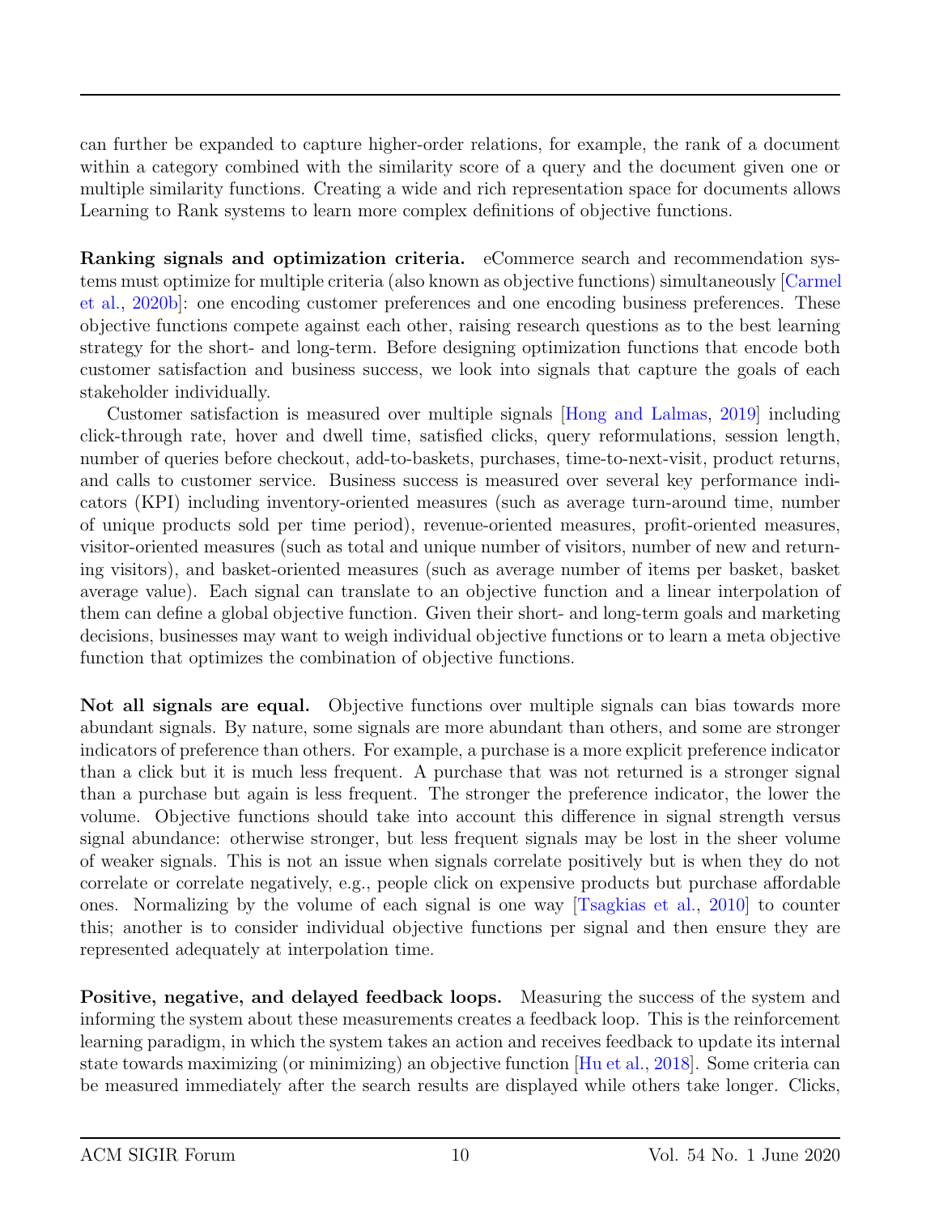can further be expanded to capture higher-order relations, for example, the rank of a document within a category combined with the similarity score of a query and the document given one or multiple similarity functions. Creating a wide and rich representation space for documents allows Learning to Rank systems to learn more complex definitions of objective functions.

**Ranking signals and optimization criteria.** eCommerce search and recommendation systems must optimize for multiple criteria (also known as objective functions) simultaneously [Carmel et al., 2020b]: one encoding customer preferences and one encoding business preferences. These objective functions compete against each other, raising research questions as to the best learning strategy for the short- and long-term. Before designing optimization functions that encode both customer satisfaction and business success, we look into signals that capture the goals of each stakeholder individually.

Customer satisfaction is measured over multiple signals [Hong and Lalmas, 2019] including click-through rate, hover and dwell time, satisfied clicks, query reformulations, session length, number of queries before checkout, add-to-baskets, purchases, time-to-next-visit, product returns, and calls to customer service. Business success is measured over several key performance indicators (KPI) including inventory-oriented measures (such as average turn-around time, number of unique products sold per time period), revenue-oriented measures, profit-oriented measures, visitor-oriented measures (such as total and unique number of visitors, number of new and returning visitors), and basket-oriented measures (such as average number of items per basket, basket average value). Each signal can translate to an objective function and a linear interpolation of them can define a global objective function. Given their short- and long-term goals and marketing decisions, businesses may want to weigh individual objective functions or to learn a meta objective function that optimizes the combination of objective functions.

**Not all signals are equal.** Objective functions over multiple signals can bias towards more abundant signals. By nature, some signals are more abundant than others, and some are stronger indicators of preference than others. For example, a purchase is a more explicit preference indicator than a click but it is much less frequent. A purchase that was not returned is a stronger signal than a purchase but again is less frequent. The stronger the preference indicator, the lower the volume. Objective functions should take into account this difference in signal strength versus signal abundance: otherwise stronger, but less frequent signals may be lost in the sheer volume of weaker signals. This is not an issue when signals correlate positively but is when they do not correlate or correlate negatively, e.g., people click on expensive products but purchase affordable ones. Normalizing by the volume of each signal is one way [Tsagkias et al., 2010] to counter this; another is to consider individual objective functions per signal and then ensure they are represented adequately at interpolation time.

**Positive, negative, and delayed feedback loops.** Measuring the success of the system and informing the system about these measurements creates a feedback loop. This is the reinforcement learning paradigm, in which the system takes an action and receives feedback to update its internal state towards maximizing (or minimizing) an objective function [Hu et al., 2018]. Some criteria can be measured immediately after the search results are displayed while others take longer. Clicks,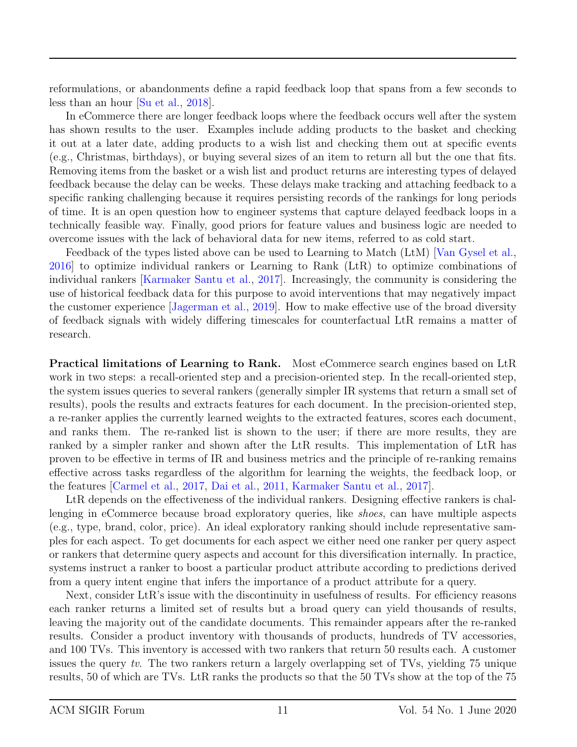reformulations, or abandonments define a rapid feedback loop that spans from a few seconds to less than an hour [Su et al., 2018].

In eCommerce there are longer feedback loops where the feedback occurs well after the system has shown results to the user. Examples include adding products to the basket and checking it out at a later date, adding products to a wish list and checking them out at specific events (e.g., Christmas, birthdays), or buying several sizes of an item to return all but the one that fits. Removing items from the basket or a wish list and product returns are interesting types of delayed feedback because the delay can be weeks. These delays make tracking and attaching feedback to a specific ranking challenging because it requires persisting records of the rankings for long periods of time. It is an open question how to engineer systems that capture delayed feedback loops in a technically feasible way. Finally, good priors for feature values and business logic are needed to overcome issues with the lack of behavioral data for new items, referred to as cold start.

Feedback of the types listed above can be used to Learning to Match (LtM) [Van Gysel et al., 2016] to optimize individual rankers or Learning to Rank (LtR) to optimize combinations of individual rankers [Karmaker Santu et al., 2017]. Increasingly, the community is considering the use of historical feedback data for this purpose to avoid interventions that may negatively impact the customer experience [Jagerman et al., 2019]. How to make effective use of the broad diversity of feedback signals with widely differing timescales for counterfactual LtR remains a matter of research.

**Practical limitations of Learning to Rank.** Most eCommerce search engines based on LtR work in two steps: a recall-oriented step and a precision-oriented step. In the recall-oriented step, the system issues queries to several rankers (generally simpler IR systems that return a small set of results), pools the results and extracts features for each document. In the precision-oriented step, a re-ranker applies the currently learned weights to the extracted features, scores each document, and ranks them. The re-ranked list is shown to the user; if there are more results, they are ranked by a simpler ranker and shown after the LtR results. This implementation of LtR has proven to be effective in terms of IR and business metrics and the principle of re-ranking remains effective across tasks regardless of the algorithm for learning the weights, the feedback loop, or the features [Carmel et al., 2017, Dai et al., 2011, Karmaker Santu et al., 2017].

LtR depends on the effectiveness of the individual rankers. Designing effective rankers is challenging in eCommerce because broad exploratory queries, like *shoes*, can have multiple aspects (e.g., type, brand, color, price). An ideal exploratory ranking should include representative samples for each aspect. To get documents for each aspect we either need one ranker per query aspect or rankers that determine query aspects and account for this diversification internally. In practice, systems instruct a ranker to boost a particular product attribute according to predictions derived from a query intent engine that infers the importance of a product attribute for a query.

Next, consider LtR's issue with the discontinuity in usefulness of results. For efficiency reasons each ranker returns a limited set of results but a broad query can yield thousands of results, leaving the majority out of the candidate documents. This remainder appears after the re-ranked results. Consider a product inventory with thousands of products, hundreds of TV accessories, and 100 TVs. This inventory is accessed with two rankers that return 50 results each. A customer issues the query *tv*. The two rankers return a largely overlapping set of TVs, yielding 75 unique results, 50 of which are TVs. LtR ranks the products so that the 50 TVs show at the top of the 75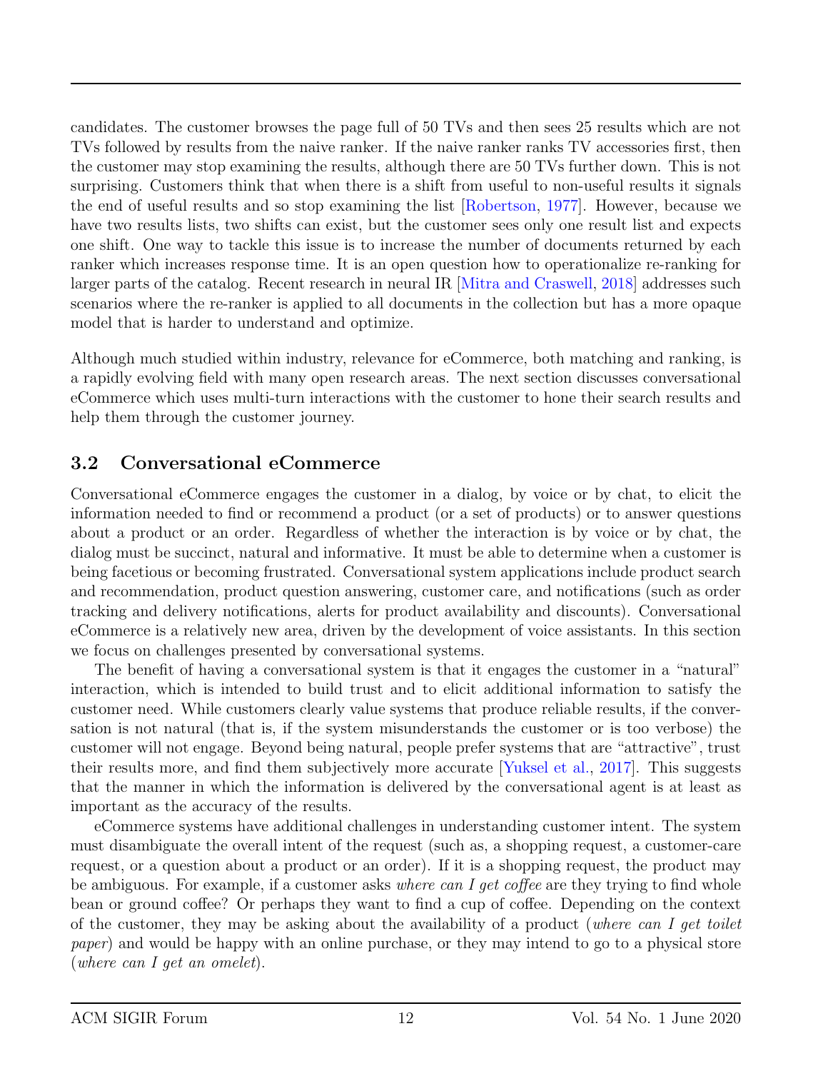candidates. The customer browses the page full of 50 TVs and then sees 25 results which are not TVs followed by results from the naive ranker. If the naive ranker ranks TV accessories first, then the customer may stop examining the results, although there are 50 TVs further down. This is not surprising. Customers think that when there is a shift from useful to non-useful results it signals the end of useful results and so stop examining the list [Robertson, 1977]. However, because we have two results lists, two shifts can exist, but the customer sees only one result list and expects one shift. One way to tackle this issue is to increase the number of documents returned by each ranker which increases response time. It is an open question how to operationalize re-ranking for larger parts of the catalog. Recent research in neural IR [Mitra and Craswell, 2018] addresses such scenarios where the re-ranker is applied to all documents in the collection but has a more opaque model that is harder to understand and optimize.

Although much studied within industry, relevance for eCommerce, both matching and ranking, is a rapidly evolving field with many open research areas. The next section discusses conversational eCommerce which uses multi-turn interactions with the customer to hone their search results and help them through the customer journey.

### 3.2 Conversational eCommerce

Conversational eCommerce engages the customer in a dialog, by voice or by chat, to elicit the information needed to find or recommend a product (or a set of products) or to answer questions about a product or an order. Regardless of whether the interaction is by voice or by chat, the dialog must be succinct, natural and informative. It must be able to determine when a customer is being facetious or becoming frustrated. Conversational system applications include product search and recommendation, product question answering, customer care, and notifications (such as order tracking and delivery notifications, alerts for product availability and discounts). Conversational eCommerce is a relatively new area, driven by the development of voice assistants. In this section we focus on challenges presented by conversational systems.

The benefit of having a conversational system is that it engages the customer in a "natural" interaction, which is intended to build trust and to elicit additional information to satisfy the customer need. While customers clearly value systems that produce reliable results, if the conversation is not natural (that is, if the system misunderstands the customer or is too verbose) the customer will not engage. Beyond being natural, people prefer systems that are "attractive", trust their results more, and find them subjectively more accurate [Yuksel et al., 2017]. This suggests that the manner in which the information is delivered by the conversational agent is at least as important as the accuracy of the results.

eCommerce systems have additional challenges in understanding customer intent. The system must disambiguate the overall intent of the request (such as, a shopping request, a customer-care request, or a question about a product or an order). If it is a shopping request, the product may be ambiguous. For example, if a customer asks *where can I get coffee* are they trying to find whole bean or ground coffee? Or perhaps they want to find a cup of coffee. Depending on the context of the customer, they may be asking about the availability of a product (*where can I get toilet paper*) and would be happy with an online purchase, or they may intend to go to a physical store (*where can I get an omelet*).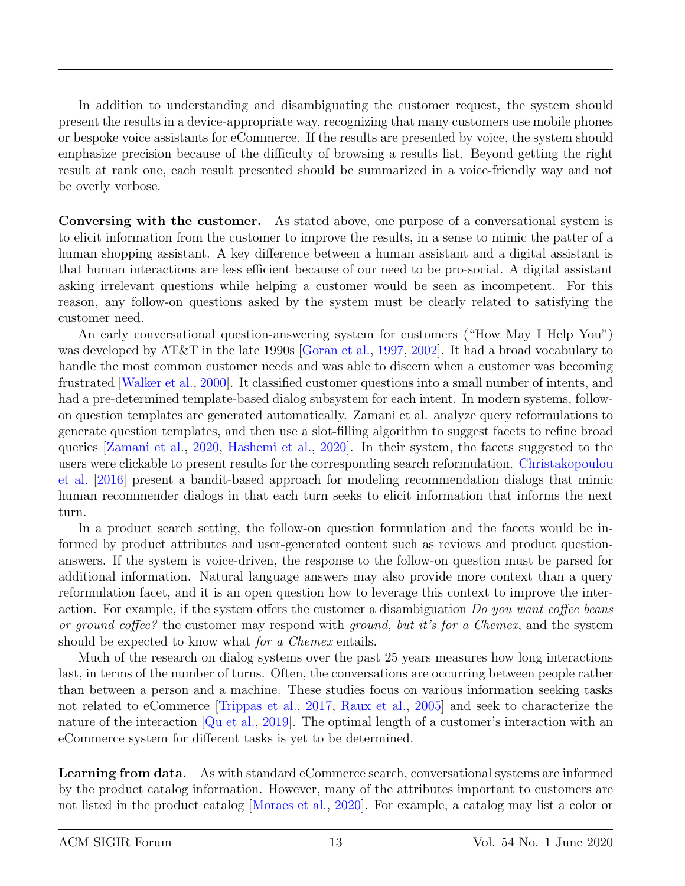In addition to understanding and disambiguating the customer request, the system should present the results in a device-appropriate way, recognizing that many customers use mobile phones or bespoke voice assistants for eCommerce. If the results are presented by voice, the system should emphasize precision because of the difficulty of browsing a results list. Beyond getting the right result at rank one, each result presented should be summarized in a voice-friendly way and not be overly verbose.

**Conversing with the customer.** As stated above, one purpose of a conversational system is to elicit information from the customer to improve the results, in a sense to mimic the patter of a human shopping assistant. A key difference between a human assistant and a digital assistant is that human interactions are less efficient because of our need to be pro-social. A digital assistant asking irrelevant questions while helping a customer would be seen as incompetent. For this reason, any follow-on questions asked by the system must be clearly related to satisfying the customer need.

An early conversational question-answering system for customers ("How May I Help You") was developed by AT&T in the late 1990s [Goran et al., 1997, 2002]. It had a broad vocabulary to handle the most common customer needs and was able to discern when a customer was becoming frustrated [Walker et al., 2000]. It classified customer questions into a small number of intents, and had a pre-determined template-based dialog subsystem for each intent. In modern systems, follow-on question templates are generated automatically. Zamani et al. analyze query reformulations to generate question templates, and then use a slot-filling algorithm to suggest facets to refine broad queries [Zamani et al., 2020, Hashemi et al., 2020]. In their system, the facets suggested to the users were clickable to present results for the corresponding search reformulation. Christakopoulou et al. [2016] present a bandit-based approach for modeling recommendation dialogs that mimic human recommender dialogs in that each turn seeks to elicit information that informs the next turn.

In a product search setting, the follow-on question formulation and the facets would be informed by product attributes and user-generated content such as reviews and product question-answers. If the system is voice-driven, the response to the follow-on question must be parsed for additional information. Natural language answers may also provide more context than a query reformulation facet, and it is an open question how to leverage this context to improve the interaction. For example, if the system offers the customer a disambiguation *Do you want coffee beans or ground coffee?* the customer may respond with *ground, but it's for a Chemex*, and the system should be expected to know what *for a Chemex* entails.

Much of the research on dialog systems over the past 25 years measures how long interactions last, in terms of the number of turns. Often, the conversations are occurring between people rather than between a person and a machine. These studies focus on various information seeking tasks not related to eCommerce [Trippas et al., 2017, Raux et al., 2005] and seek to characterize the nature of the interaction [Qu et al., 2019]. The optimal length of a customer's interaction with an eCommerce system for different tasks is yet to be determined.

**Learning from data.** As with standard eCommerce search, conversational systems are informed by the product catalog information. However, many of the attributes important to customers are not listed in the product catalog [Moraes et al., 2020]. For example, a catalog may list a color or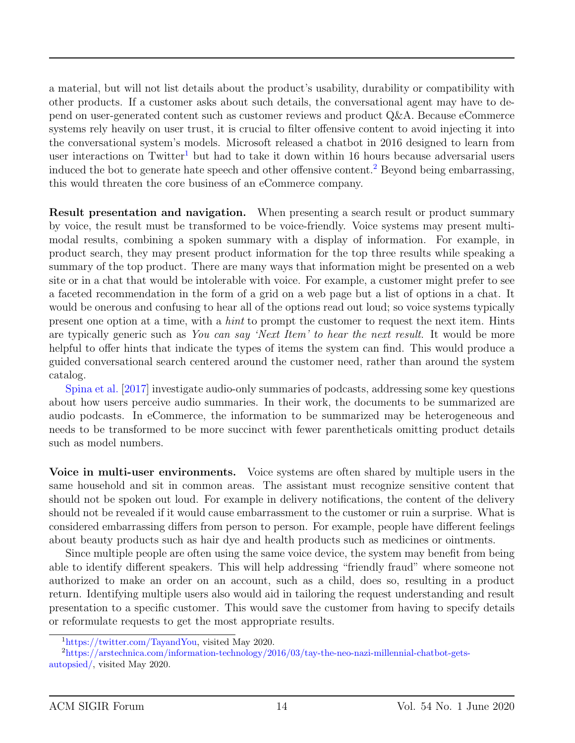a material, but will not list details about the product's usability, durability or compatibility with other products. If a customer asks about such details, the conversational agent may have to depend on user-generated content such as customer reviews and product Q&A. Because eCommerce systems rely heavily on user trust, it is crucial to filter offensive content to avoid injecting it into the conversational system's models. Microsoft released a chatbot in 2016 designed to learn from user interactions on Twitter[1] but had to take it down within 16 hours because adversarial users induced the bot to generate hate speech and other offensive content.[2] Beyond being embarrassing, this would threaten the core business of an eCommerce company.

**Result presentation and navigation.** When presenting a search result or product summary by voice, the result must be transformed to be voice-friendly. Voice systems may present multi-modal results, combining a spoken summary with a display of information. For example, in product search, they may present product information for the top three results while speaking a summary of the top product. There are many ways that information might be presented on a web site or in a chat that would be intolerable with voice. For example, a customer might prefer to see a faceted recommendation in the form of a grid on a web page but a list of options in a chat. It would be onerous and confusing to hear all of the options read out loud; so voice systems typically present one option at a time, with a *hint* to prompt the customer to request the next item. Hints are typically generic such as *You can say 'Next Item' to hear the next result*. It would be more helpful to offer hints that indicate the types of items the system can find. This would produce a guided conversational search centered around the customer need, rather than around the system catalog.

Spina et al. [2017] investigate audio-only summaries of podcasts, addressing some key questions about how users perceive audio summaries. In their work, the documents to be summarized are audio podcasts. In eCommerce, the information to be summarized may be heterogeneous and needs to be transformed to be more succinct with fewer parentheticals omitting product details such as model numbers.

**Voice in multi-user environments.** Voice systems are often shared by multiple users in the same household and sit in common areas. The assistant must recognize sensitive content that should not be spoken out loud. For example in delivery notifications, the content of the delivery should not be revealed if it would cause embarrassment to the customer or ruin a surprise. What is considered embarrassing differs from person to person. For example, people have different feelings about beauty products such as hair dye and health products such as medicines or ointments.

Since multiple people are often using the same voice device, the system may benefit from being able to identify different speakers. This will help addressing "friendly fraud" where someone not authorized to make an order on an account, such as a child, does so, resulting in a product return. Identifying multiple users also would aid in tailoring the request understanding and result presentation to a specific customer. This would save the customer from having to specify details or reformulate requests to get the most appropriate results.

---

[1] https://twitter.com/TayandYou, visited May 2020.

[2] https://arstechnica.com/information-technology/2016/03/tay-the-neo-nazi-millennial-chatbot-gets-autopsied/, visited May 2020.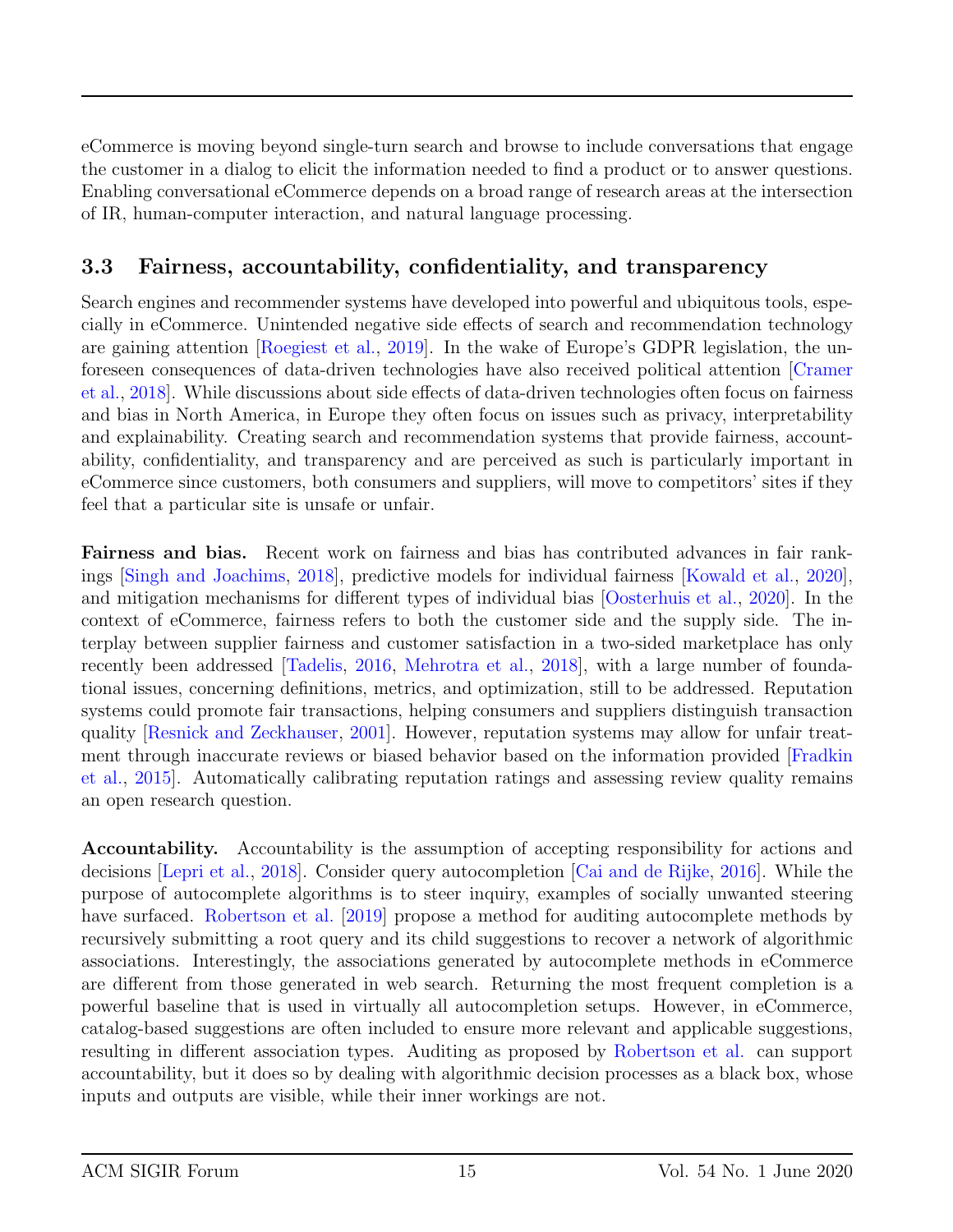eCommerce is moving beyond single-turn search and browse to include conversations that engage the customer in a dialog to elicit the information needed to find a product or to answer questions. Enabling conversational eCommerce depends on a broad range of research areas at the intersection of IR, human-computer interaction, and natural language processing.

### 3.3 Fairness, accountability, confidentiality, and transparency

Search engines and recommender systems have developed into powerful and ubiquitous tools, especially in eCommerce. Unintended negative side effects of search and recommendation technology are gaining attention [Roegiest et al., 2019]. In the wake of Europe's GDPR legislation, the unforeseen consequences of data-driven technologies have also received political attention [Cramer et al., 2018]. While discussions about side effects of data-driven technologies often focus on fairness and bias in North America, in Europe they often focus on issues such as privacy, interpretability and explainability. Creating search and recommendation systems that provide fairness, accountability, confidentiality, and transparency and are perceived as such is particularly important in eCommerce since customers, both consumers and suppliers, will move to competitors' sites if they feel that a particular site is unsafe or unfair.

**Fairness and bias.** Recent work on fairness and bias has contributed advances in fair rankings [Singh and Joachims, 2018], predictive models for individual fairness [Kowald et al., 2020], and mitigation mechanisms for different types of individual bias [Oosterhuis et al., 2020]. In the context of eCommerce, fairness refers to both the customer side and the supply side. The interplay between supplier fairness and customer satisfaction in a two-sided marketplace has only recently been addressed [Tadelis, 2016, Mehrotra et al., 2018], with a large number of foundational issues, concerning definitions, metrics, and optimization, still to be addressed. Reputation systems could promote fair transactions, helping consumers and suppliers distinguish transaction quality [Resnick and Zeckhauser, 2001]. However, reputation systems may allow for unfair treatment through inaccurate reviews or biased behavior based on the information provided [Fradkin et al., 2015]. Automatically calibrating reputation ratings and assessing review quality remains an open research question.

**Accountability.** Accountability is the assumption of accepting responsibility for actions and decisions [Lepri et al., 2018]. Consider query autocompletion [Cai and de Rijke, 2016]. While the purpose of autocomplete algorithms is to steer inquiry, examples of socially unwanted steering have surfaced. Robertson et al. [2019] propose a method for auditing autocomplete methods by recursively submitting a root query and its child suggestions to recover a network of algorithmic associations. Interestingly, the associations generated by autocomplete methods in eCommerce are different from those generated in web search. Returning the most frequent completion is a powerful baseline that is used in virtually all autocompletion setups. However, in eCommerce, catalog-based suggestions are often included to ensure more relevant and applicable suggestions, resulting in different association types. Auditing as proposed by Robertson et al. can support accountability, but it does so by dealing with algorithmic decision processes as a black box, whose inputs and outputs are visible, while their inner workings are not.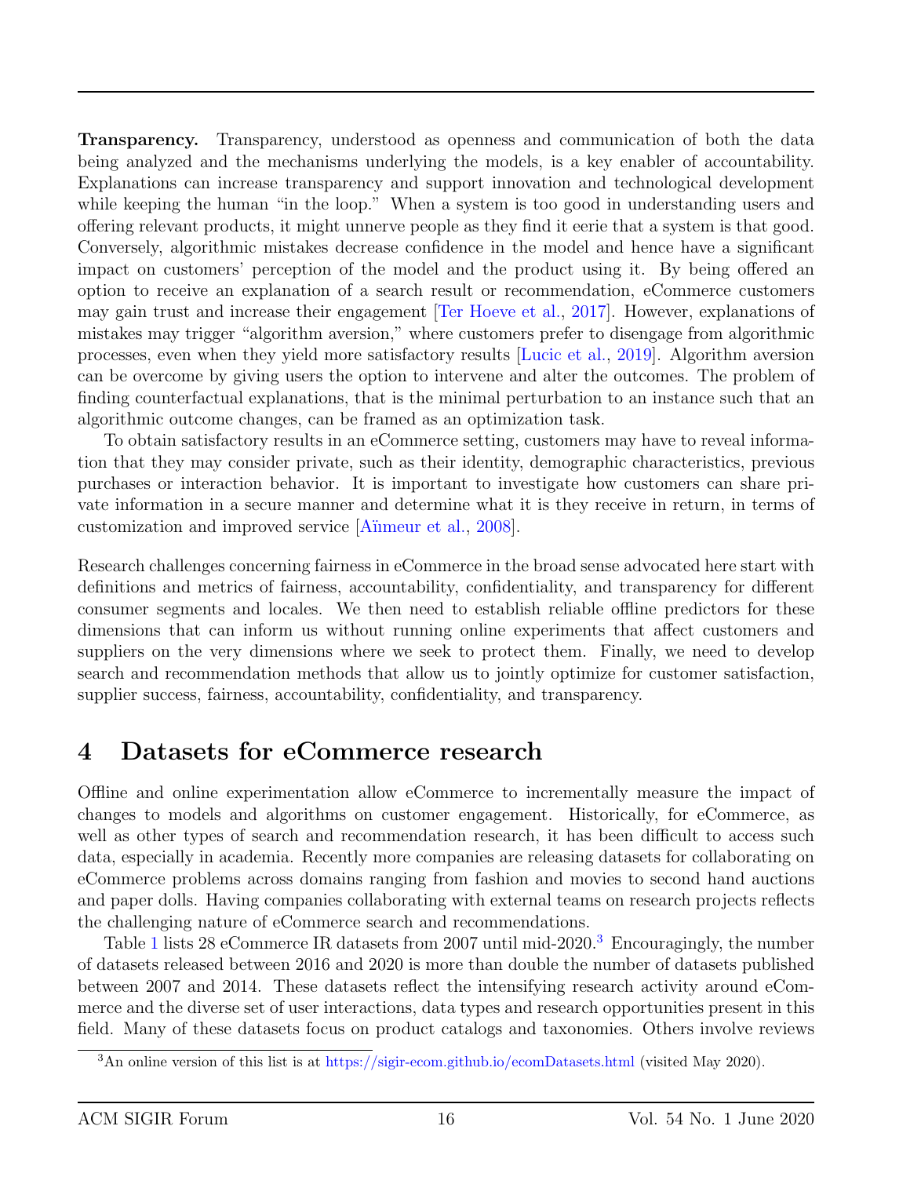**Transparency.** Transparency, understood as openness and communication of both the data being analyzed and the mechanisms underlying the models, is a key enabler of accountability. Explanations can increase transparency and support innovation and technological development while keeping the human "in the loop." When a system is too good in understanding users and offering relevant products, it might unnerve people as they find it eerie that a system is that good. Conversely, algorithmic mistakes decrease confidence in the model and hence have a significant impact on customers' perception of the model and the product using it. By being offered an option to receive an explanation of a search result or recommendation, eCommerce customers may gain trust and increase their engagement [Ter Hoeve et al., 2017]. However, explanations of mistakes may trigger "algorithm aversion," where customers prefer to disengage from algorithmic processes, even when they yield more satisfactory results [Lucic et al., 2019]. Algorithm aversion can be overcome by giving users the option to intervene and alter the outcomes. The problem of finding counterfactual explanations, that is the minimal perturbation to an instance such that an algorithmic outcome changes, can be framed as an optimization task.

To obtain satisfactory results in an eCommerce setting, customers may have to reveal information that they may consider private, such as their identity, demographic characteristics, previous purchases or interaction behavior. It is important to investigate how customers can share private information in a secure manner and determine what it is they receive in return, in terms of customization and improved service [Aïmeur et al., 2008].

Research challenges concerning fairness in eCommerce in the broad sense advocated here start with definitions and metrics of fairness, accountability, confidentiality, and transparency for different consumer segments and locales. We then need to establish reliable offline predictors for these dimensions that can inform us without running online experiments that affect customers and suppliers on the very dimensions where we seek to protect them. Finally, we need to develop search and recommendation methods that allow us to jointly optimize for customer satisfaction, supplier success, fairness, accountability, confidentiality, and transparency.

# 4 Datasets for eCommerce research

Offline and online experimentation allow eCommerce to incrementally measure the impact of changes to models and algorithms on customer engagement. Historically, for eCommerce, as well as other types of search and recommendation research, it has been difficult to access such data, especially in academia. Recently more companies are releasing datasets for collaborating on eCommerce problems across domains ranging from fashion and movies to second hand auctions and paper dolls. Having companies collaborating with external teams on research projects reflects the challenging nature of eCommerce search and recommendations.

Table 1 lists 28 eCommerce IR datasets from 2007 until mid-2020.[3] Encouragingly, the number of datasets released between 2016 and 2020 is more than double the number of datasets published between 2007 and 2014. These datasets reflect the intensifying research activity around eCommerce and the diverse set of user interactions, data types and research opportunities present in this field. Many of these datasets focus on product catalogs and taxonomies. Others involve reviews

[3] An online version of this list is at https://sigir-ecom.github.io/ecomDatasets.html (visited May 2020).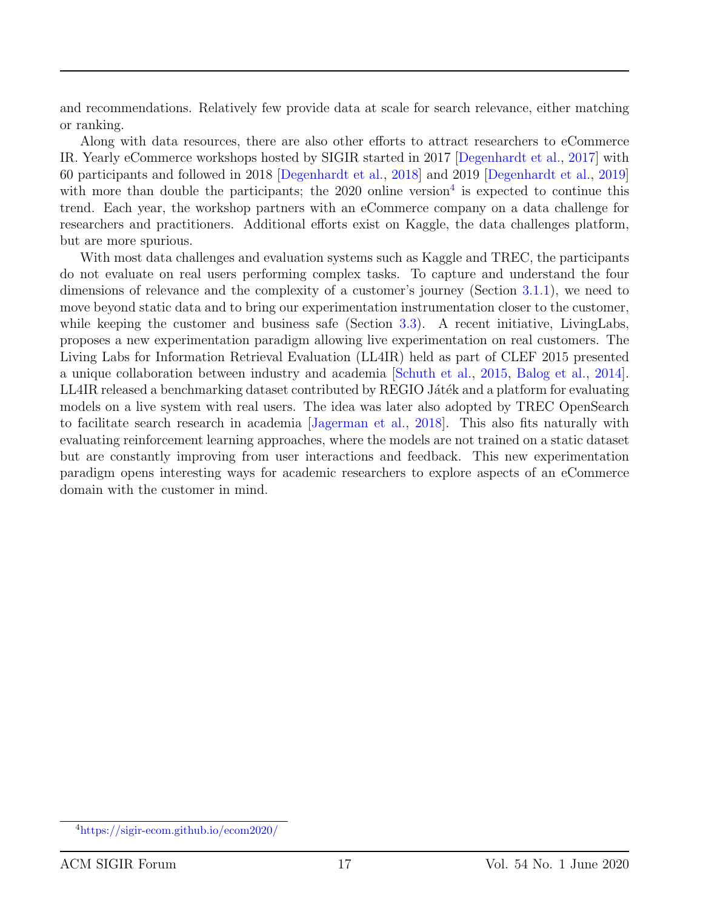and recommendations. Relatively few provide data at scale for search relevance, either matching or ranking.

Along with data resources, there are also other efforts to attract researchers to eCommerce IR. Yearly eCommerce workshops hosted by SIGIR started in 2017 [Degenhardt et al., 2017] with 60 participants and followed in 2018 [Degenhardt et al., 2018] and 2019 [Degenhardt et al., 2019] with more than double the participants; the 2020 online version[4] is expected to continue this trend. Each year, the workshop partners with an eCommerce company on a data challenge for researchers and practitioners. Additional efforts exist on Kaggle, the data challenges platform, but are more spurious.

With most data challenges and evaluation systems such as Kaggle and TREC, the participants do not evaluate on real users performing complex tasks. To capture and understand the four dimensions of relevance and the complexity of a customer's journey (Section 3.1.1), we need to move beyond static data and to bring our experimentation instrumentation closer to the customer, while keeping the customer and business safe (Section 3.3). A recent initiative, LivingLabs, proposes a new experimentation paradigm allowing live experimentation on real customers. The Living Labs for Information Retrieval Evaluation (LL4IR) held as part of CLEF 2015 presented a unique collaboration between industry and academia [Schuth et al., 2015, Balog et al., 2014]. LL4IR released a benchmarking dataset contributed by REGIO Játék and a platform for evaluating models on a live system with real users. The idea was later also adopted by TREC OpenSearch to facilitate search research in academia [Jagerman et al., 2018]. This also fits naturally with evaluating reinforcement learning approaches, where the models are not trained on a static dataset but are constantly improving from user interactions and feedback. This new experimentation paradigm opens interesting ways for academic researchers to explore aspects of an eCommerce domain with the customer in mind.

[4] https://sigir-ecom.github.io/ecom2020/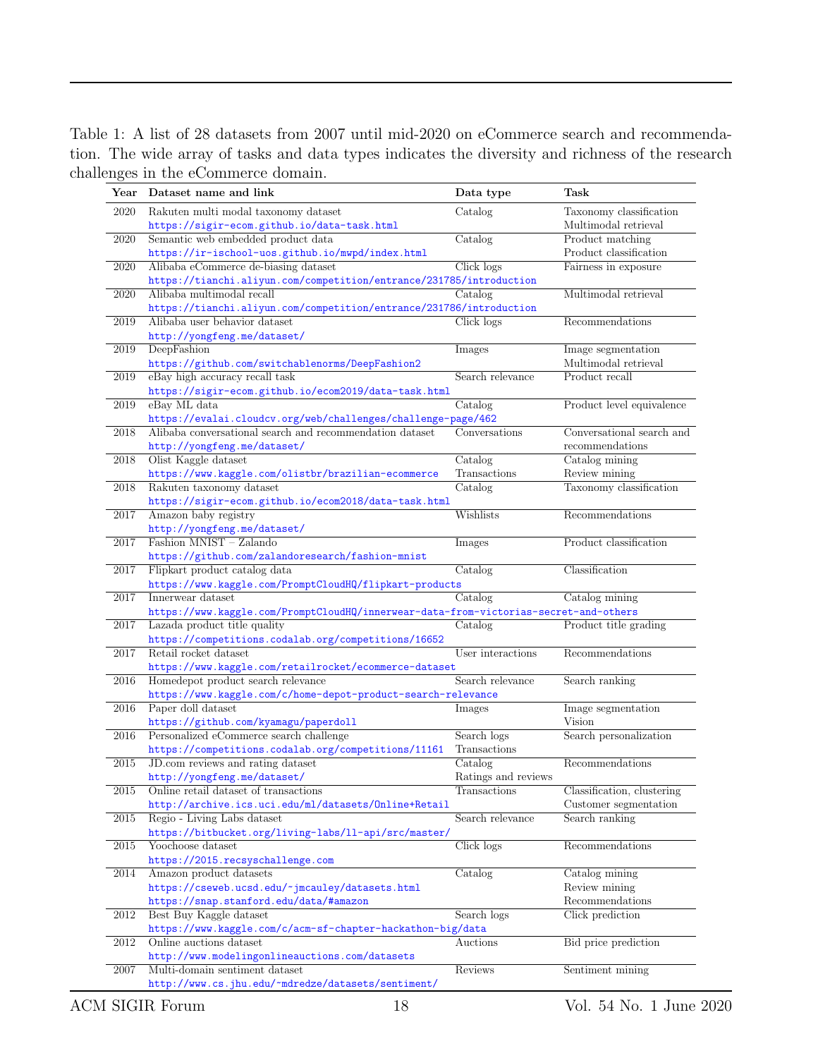Table 1: A list of 28 datasets from 2007 until mid-2020 on eCommerce search and recommendation. The wide array of tasks and data types indicates the diversity and richness of the research challenges in the eCommerce domain.

| Year | Dataset name and link | Data type | Task |
|---|---|---|---|
| 2020 | Rakuten multi modal taxonomy dataset https://sigir-ecom.github.io/data-task.html | Catalog | Taxonomy classification Multimodal retrieval |
| 2020 | Semantic web embedded product data https://ir-ischool-uos.github.io/mwpd/index.html | Catalog | Product matching Product classification |
| 2020 | Alibaba eCommerce de-biasing dataset https://tianchi.aliyun.com/competition/entrance/231785/introduction | Click logs | Fairness in exposure |
| 2020 | Alibaba multimodal recall https://tianchi.aliyun.com/competition/entrance/231786/introduction | Catalog | Multimodal retrieval |
| 2019 | Alibaba user behavior dataset http://yongfeng.me/dataset/ | Click logs | Recommendations |
| 2019 | DeepFashion https://github.com/switchablenorms/DeepFashion2 | Images | Image segmentation Multimodal retrieval |
| 2019 | eBay high accuracy recall task https://sigir-ecom.github.io/ecom2019/data-task.html | Search relevance | Product recall |
| 2019 | eBay ML data https://evalai.cloudcv.org/web/challenges/challenge-page/462 | Catalog | Product level equivalence |
| 2018 | Alibaba conversational search and recommendation dataset http://yongfeng.me/dataset/ | Conversations | Conversational search and recommendations |
| 2018 | Olist Kaggle dataset https://www.kaggle.com/olistbr/brazilian-ecommerce | Catalog Transactions | Catalog mining Review mining |
| 2018 | Rakuten taxonomy dataset https://sigir-ecom.github.io/ecom2018/data-task.html | Catalog | Taxonomy classification |
| 2017 | Amazon baby registry http://yongfeng.me/dataset/ | Wishlists | Recommendations |
| 2017 | Fashion MNIST – Zalando https://github.com/zalandoresearch/fashion-mnist | Images | Product classification |
| 2017 | Flipkart product catalog data https://www.kaggle.com/PromptCloudHQ/flipkart-products | Catalog | Classification |
| 2017 | Innerwear dataset https://www.kaggle.com/PromptCloudHQ/innerwear-data-from-victorias-secret-and-others | Catalog | Catalog mining |
| 2017 | Lazada product title quality https://competitions.codalab.org/competitions/16652 | Catalog | Product title grading |
| 2017 | Retail rocket dataset https://www.kaggle.com/retailrocket/ecommerce-dataset | User interactions | Recommendations |
| 2016 | Homedepot product search relevance https://www.kaggle.com/c/home-depot-product-search-relevance | Search relevance | Search ranking |
| 2016 | Paper doll dataset https://github.com/kyamagu/paperdoll | Images | Image segmentation Vision |
| 2016 | Personalized eCommerce search challenge https://competitions.codalab.org/competitions/11161 | Search logs Transactions | Search personalization |
| 2015 | JD.com reviews and rating dataset http://yongfeng.me/dataset/ | Catalog Ratings and reviews | Recommendations |
| 2015 | Online retail dataset of transactions http://archive.ics.uci.edu/ml/datasets/Online+Retail | Transactions | Classification, clustering Customer segmentation |
| 2015 | Regio - Living Labs dataset https://bitbucket.org/living-labs/ll-api/src/master/ | Search relevance | Search ranking |
| 2015 | Yoochoose dataset https://2015.recsyschallenge.com | Click logs | Recommendations |
| 2014 | Amazon product datasets https://cseweb.ucsd.edu/~jmcauley/datasets.html https://snap.stanford.edu/data/#amazon | Catalog | Catalog mining Review mining Recommendations |
| 2012 | Best Buy Kaggle dataset https://www.kaggle.com/c/acm-sf-chapter-hackathon-big/data | Search logs | Click prediction |
| 2012 | Online auctions dataset http://www.modelingonlineauctions.com/datasets | Auctions | Bid price prediction |
| 2007 | Multi-domain sentiment dataset http://www.cs.jhu.edu/~mdredze/datasets/sentiment/ | Reviews | Sentiment mining |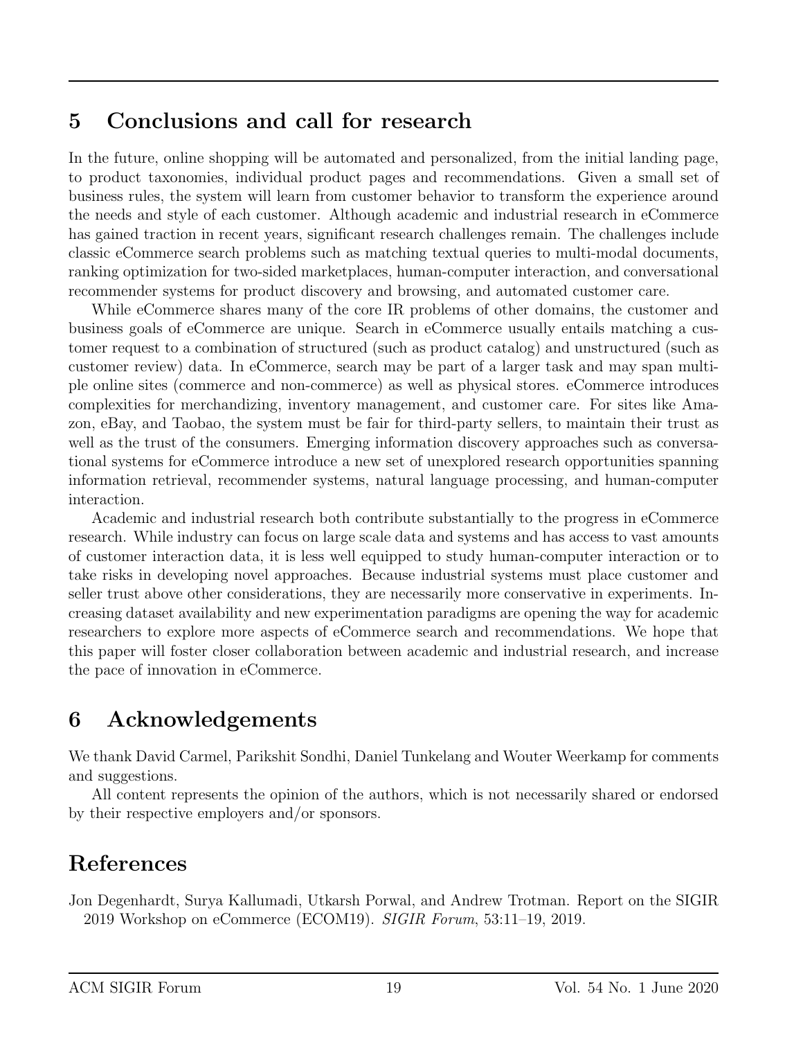## 5 Conclusions and call for research

In the future, online shopping will be automated and personalized, from the initial landing page, to product taxonomies, individual product pages and recommendations. Given a small set of business rules, the system will learn from customer behavior to transform the experience around the needs and style of each customer. Although academic and industrial research in eCommerce has gained traction in recent years, significant research challenges remain. The challenges include classic eCommerce search problems such as matching textual queries to multi-modal documents, ranking optimization for two-sided marketplaces, human-computer interaction, and conversational recommender systems for product discovery and browsing, and automated customer care.

While eCommerce shares many of the core IR problems of other domains, the customer and business goals of eCommerce are unique. Search in eCommerce usually entails matching a customer request to a combination of structured (such as product catalog) and unstructured (such as customer review) data. In eCommerce, search may be part of a larger task and may span multiple online sites (commerce and non-commerce) as well as physical stores. eCommerce introduces complexities for merchandizing, inventory management, and customer care. For sites like Amazon, eBay, and Taobao, the system must be fair for third-party sellers, to maintain their trust as well as the trust of the consumers. Emerging information discovery approaches such as conversational systems for eCommerce introduce a new set of unexplored research opportunities spanning information retrieval, recommender systems, natural language processing, and human-computer interaction.

Academic and industrial research both contribute substantially to the progress in eCommerce research. While industry can focus on large scale data and systems and has access to vast amounts of customer interaction data, it is less well equipped to study human-computer interaction or to take risks in developing novel approaches. Because industrial systems must place customer and seller trust above other considerations, they are necessarily more conservative in experiments. Increasing dataset availability and new experimentation paradigms are opening the way for academic researchers to explore more aspects of eCommerce search and recommendations. We hope that this paper will foster closer collaboration between academic and industrial research, and increase the pace of innovation in eCommerce.

## 6 Acknowledgements

We thank David Carmel, Parikshit Sondhi, Daniel Tunkelang and Wouter Weerkamp for comments and suggestions.

All content represents the opinion of the authors, which is not necessarily shared or endorsed by their respective employers and/or sponsors.

## References

Jon Degenhardt, Surya Kallumadi, Utkarsh Porwal, and Andrew Trotman. Report on the SIGIR 2019 Workshop on eCommerce (ECOM19). *SIGIR Forum*, 53:11–19, 2019.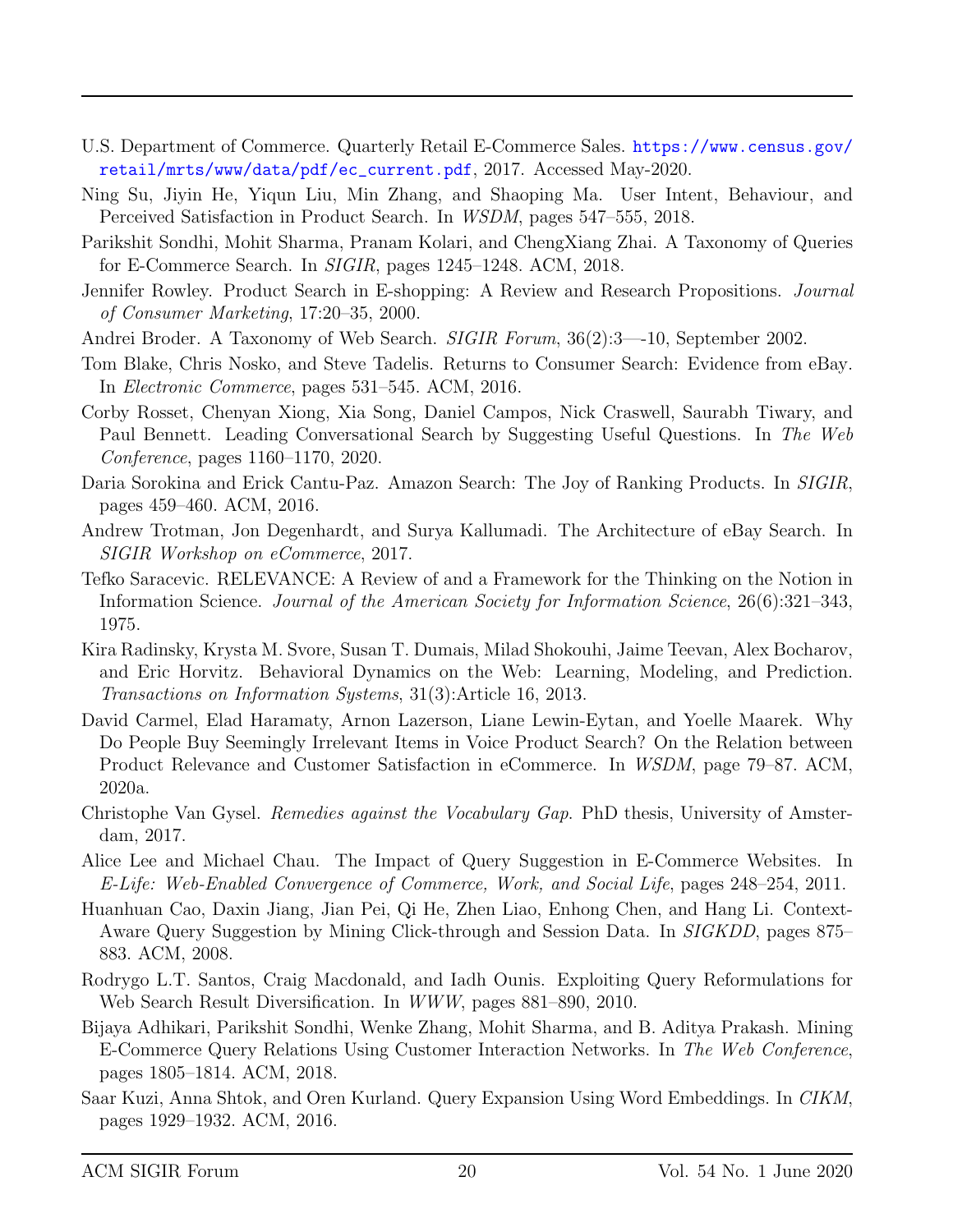U.S. Department of Commerce. Quarterly Retail E-Commerce Sales. https://www.census.gov/retail/mrts/www/data/pdf/ec_current.pdf, 2017. Accessed May-2020.

Ning Su, Jiyin He, Yiqun Liu, Min Zhang, and Shaoping Ma. User Intent, Behaviour, and Perceived Satisfaction in Product Search. In *WSDM*, pages 547–555, 2018.

Parikshit Sondhi, Mohit Sharma, Pranam Kolari, and ChengXiang Zhai. A Taxonomy of Queries for E-Commerce Search. In *SIGIR*, pages 1245–1248. ACM, 2018.

Jennifer Rowley. Product Search in E-shopping: A Review and Research Propositions. *Journal of Consumer Marketing*, 17:20–35, 2000.

Andrei Broder. A Taxonomy of Web Search. *SIGIR Forum*, 36(2):3—-10, September 2002.

Tom Blake, Chris Nosko, and Steve Tadelis. Returns to Consumer Search: Evidence from eBay. In *Electronic Commerce*, pages 531–545. ACM, 2016.

Corby Rosset, Chenyan Xiong, Xia Song, Daniel Campos, Nick Craswell, Saurabh Tiwary, and Paul Bennett. Leading Conversational Search by Suggesting Useful Questions. In *The Web Conference*, pages 1160–1170, 2020.

Daria Sorokina and Erick Cantu-Paz. Amazon Search: The Joy of Ranking Products. In *SIGIR*, pages 459–460. ACM, 2016.

Andrew Trotman, Jon Degenhardt, and Surya Kallumadi. The Architecture of eBay Search. In *SIGIR Workshop on eCommerce*, 2017.

Tefko Saracevic. RELEVANCE: A Review of and a Framework for the Thinking on the Notion in Information Science. *Journal of the American Society for Information Science*, 26(6):321–343, 1975.

Kira Radinsky, Krysta M. Svore, Susan T. Dumais, Milad Shokouhi, Jaime Teevan, Alex Bocharov, and Eric Horvitz. Behavioral Dynamics on the Web: Learning, Modeling, and Prediction. *Transactions on Information Systems*, 31(3):Article 16, 2013.

David Carmel, Elad Haramaty, Arnon Lazerson, Liane Lewin-Eytan, and Yoelle Maarek. Why Do People Buy Seemingly Irrelevant Items in Voice Product Search? On the Relation between Product Relevance and Customer Satisfaction in eCommerce. In *WSDM*, page 79–87. ACM, 2020a.

Christophe Van Gysel. *Remedies against the Vocabulary Gap*. PhD thesis, University of Amsterdam, 2017.

Alice Lee and Michael Chau. The Impact of Query Suggestion in E-Commerce Websites. In *E-Life: Web-Enabled Convergence of Commerce, Work, and Social Life*, pages 248–254, 2011.

Huanhuan Cao, Daxin Jiang, Jian Pei, Qi He, Zhen Liao, Enhong Chen, and Hang Li. Context-Aware Query Suggestion by Mining Click-through and Session Data. In *SIGKDD*, pages 875–883. ACM, 2008.

Rodrygo L.T. Santos, Craig Macdonald, and Iadh Ounis. Exploiting Query Reformulations for Web Search Result Diversification. In *WWW*, pages 881–890, 2010.

Bijaya Adhikari, Parikshit Sondhi, Wenke Zhang, Mohit Sharma, and B. Aditya Prakash. Mining E-Commerce Query Relations Using Customer Interaction Networks. In *The Web Conference*, pages 1805–1814. ACM, 2018.

Saar Kuzi, Anna Shtok, and Oren Kurland. Query Expansion Using Word Embeddings. In *CIKM*, pages 1929–1932. ACM, 2016.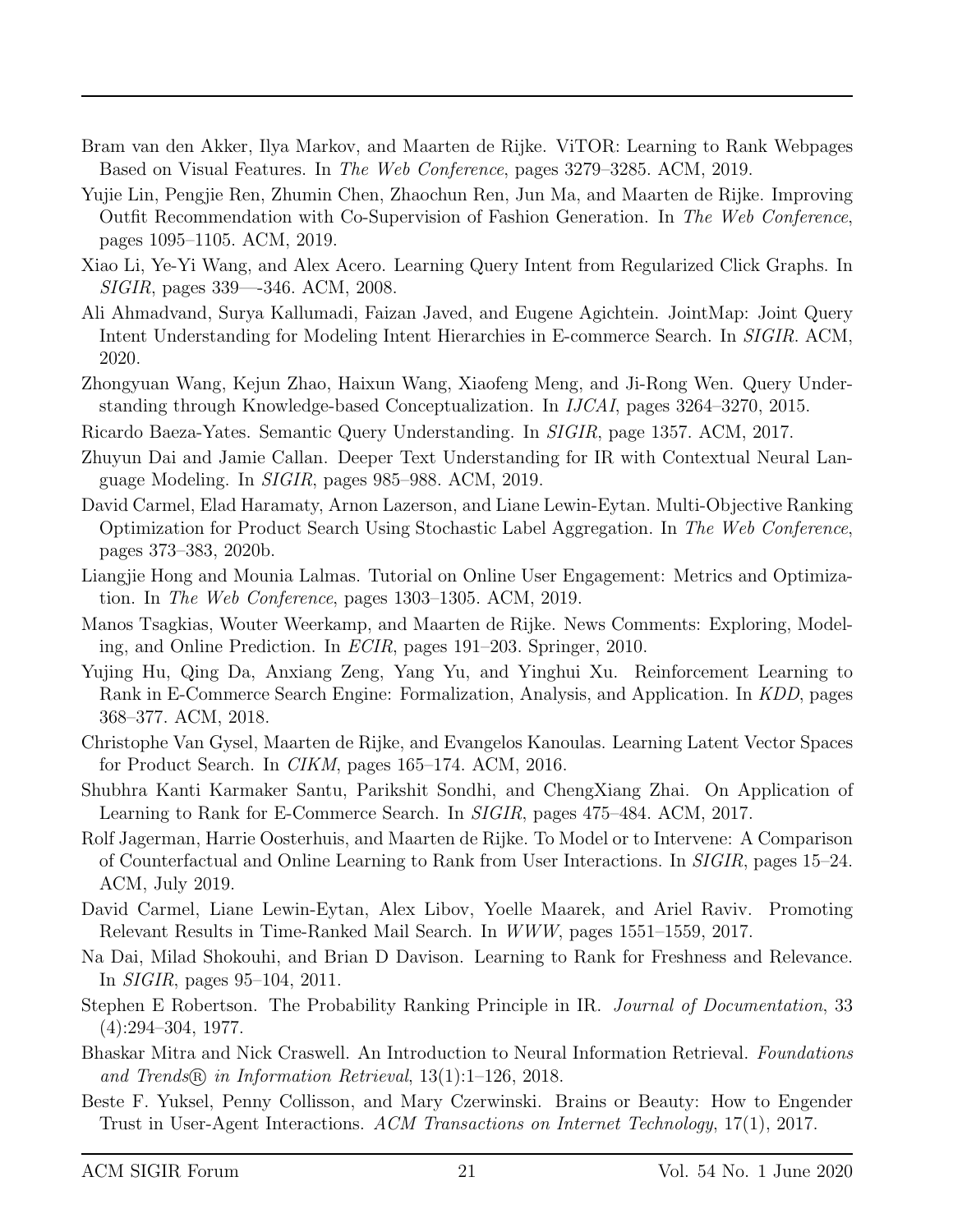Bram van den Akker, Ilya Markov, and Maarten de Rijke. ViTOR: Learning to Rank Webpages Based on Visual Features. In *The Web Conference*, pages 3279–3285. ACM, 2019.

Yujie Lin, Pengjie Ren, Zhumin Chen, Zhaochun Ren, Jun Ma, and Maarten de Rijke. Improving Outfit Recommendation with Co-Supervision of Fashion Generation. In *The Web Conference*, pages 1095–1105. ACM, 2019.

Xiao Li, Ye-Yi Wang, and Alex Acero. Learning Query Intent from Regularized Click Graphs. In *SIGIR*, pages 339—-346. ACM, 2008.

Ali Ahmadvand, Surya Kallumadi, Faizan Javed, and Eugene Agichtein. JointMap: Joint Query Intent Understanding for Modeling Intent Hierarchies in E-commerce Search. In *SIGIR*. ACM, 2020.

Zhongyuan Wang, Kejun Zhao, Haixun Wang, Xiaofeng Meng, and Ji-Rong Wen. Query Understanding through Knowledge-based Conceptualization. In *IJCAI*, pages 3264–3270, 2015.

Ricardo Baeza-Yates. Semantic Query Understanding. In *SIGIR*, page 1357. ACM, 2017.

Zhuyun Dai and Jamie Callan. Deeper Text Understanding for IR with Contextual Neural Language Modeling. In *SIGIR*, pages 985–988. ACM, 2019.

David Carmel, Elad Haramaty, Arnon Lazerson, and Liane Lewin-Eytan. Multi-Objective Ranking Optimization for Product Search Using Stochastic Label Aggregation. In *The Web Conference*, pages 373–383, 2020b.

Liangjie Hong and Mounia Lalmas. Tutorial on Online User Engagement: Metrics and Optimization. In *The Web Conference*, pages 1303–1305. ACM, 2019.

Manos Tsagkias, Wouter Weerkamp, and Maarten de Rijke. News Comments: Exploring, Modeling, and Online Prediction. In *ECIR*, pages 191–203. Springer, 2010.

Yujing Hu, Qing Da, Anxiang Zeng, Yang Yu, and Yinghui Xu. Reinforcement Learning to Rank in E-Commerce Search Engine: Formalization, Analysis, and Application. In *KDD*, pages 368–377. ACM, 2018.

Christophe Van Gysel, Maarten de Rijke, and Evangelos Kanoulas. Learning Latent Vector Spaces for Product Search. In *CIKM*, pages 165–174. ACM, 2016.

Shubhra Kanti Karmaker Santu, Parikshit Sondhi, and ChengXiang Zhai. On Application of Learning to Rank for E-Commerce Search. In *SIGIR*, pages 475–484. ACM, 2017.

Rolf Jagerman, Harrie Oosterhuis, and Maarten de Rijke. To Model or to Intervene: A Comparison of Counterfactual and Online Learning to Rank from User Interactions. In *SIGIR*, pages 15–24. ACM, July 2019.

David Carmel, Liane Lewin-Eytan, Alex Libov, Yoelle Maarek, and Ariel Raviv. Promoting Relevant Results in Time-Ranked Mail Search. In *WWW*, pages 1551–1559, 2017.

Na Dai, Milad Shokouhi, and Brian D Davison. Learning to Rank for Freshness and Relevance. In *SIGIR*, pages 95–104, 2011.

Stephen E Robertson. The Probability Ranking Principle in IR. *Journal of Documentation*, 33 (4):294–304, 1977.

Bhaskar Mitra and Nick Craswell. An Introduction to Neural Information Retrieval. *Foundations and Trends® in Information Retrieval*, 13(1):1–126, 2018.

Beste F. Yuksel, Penny Collisson, and Mary Czerwinski. Brains or Beauty: How to Engender Trust in User-Agent Interactions. *ACM Transactions on Internet Technology*, 17(1), 2017.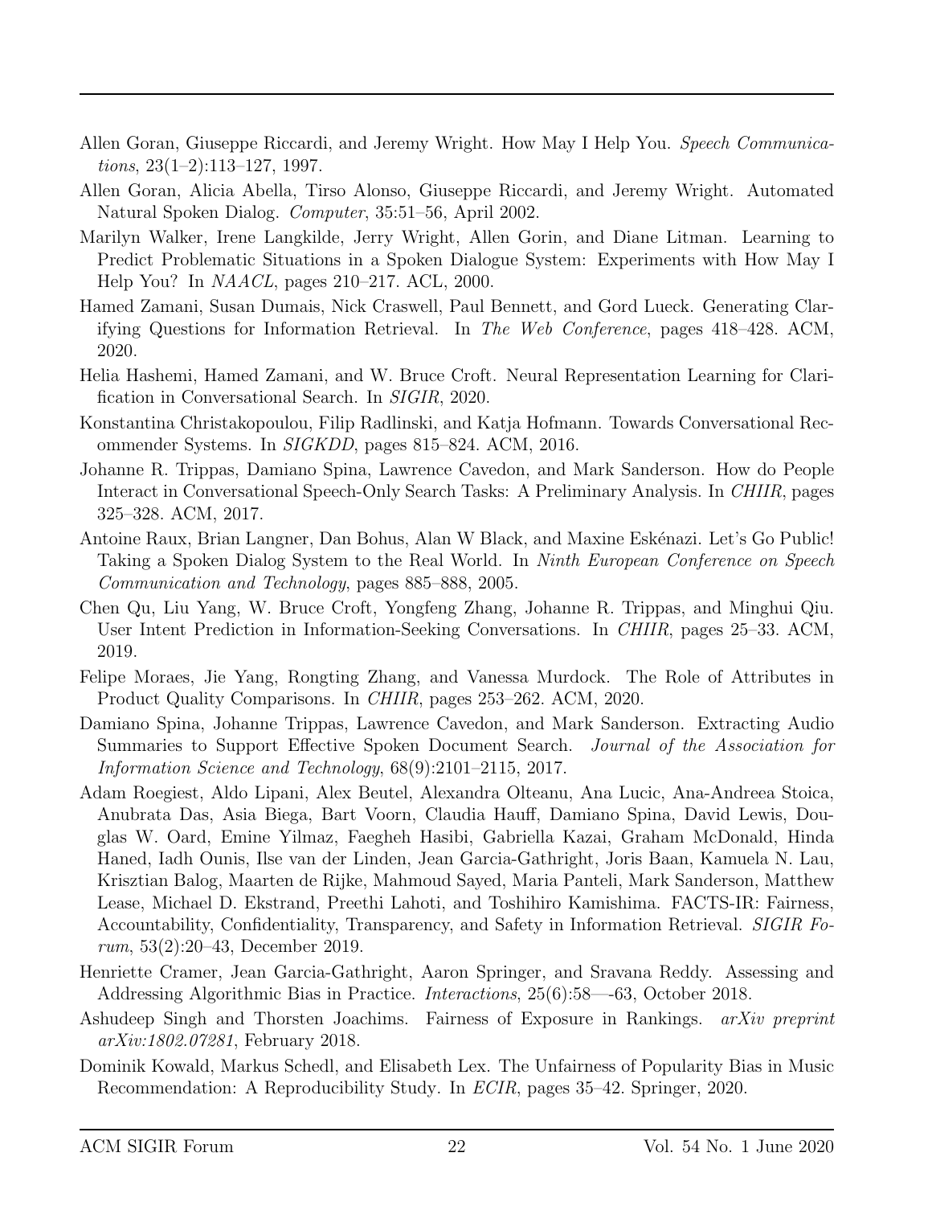Allen Goran, Giuseppe Riccardi, and Jeremy Wright. How May I Help You. *Speech Communications*, 23(1–2):113–127, 1997.

Allen Goran, Alicia Abella, Tirso Alonso, Giuseppe Riccardi, and Jeremy Wright. Automated Natural Spoken Dialog. *Computer*, 35:51–56, April 2002.

Marilyn Walker, Irene Langkilde, Jerry Wright, Allen Gorin, and Diane Litman. Learning to Predict Problematic Situations in a Spoken Dialogue System: Experiments with How May I Help You? In *NAACL*, pages 210–217. ACL, 2000.

Hamed Zamani, Susan Dumais, Nick Craswell, Paul Bennett, and Gord Lueck. Generating Clarifying Questions for Information Retrieval. In *The Web Conference*, pages 418–428. ACM, 2020.

Helia Hashemi, Hamed Zamani, and W. Bruce Croft. Neural Representation Learning for Clarification in Conversational Search. In *SIGIR*, 2020.

Konstantina Christakopoulou, Filip Radlinski, and Katja Hofmann. Towards Conversational Recommender Systems. In *SIGKDD*, pages 815–824. ACM, 2016.

Johanne R. Trippas, Damiano Spina, Lawrence Cavedon, and Mark Sanderson. How do People Interact in Conversational Speech-Only Search Tasks: A Preliminary Analysis. In *CHIIR*, pages 325–328. ACM, 2017.

Antoine Raux, Brian Langner, Dan Bohus, Alan W Black, and Maxine Eskénazi. Let's Go Public! Taking a Spoken Dialog System to the Real World. In *Ninth European Conference on Speech Communication and Technology*, pages 885–888, 2005.

Chen Qu, Liu Yang, W. Bruce Croft, Yongfeng Zhang, Johanne R. Trippas, and Minghui Qiu. User Intent Prediction in Information-Seeking Conversations. In *CHIIR*, pages 25–33. ACM, 2019.

Felipe Moraes, Jie Yang, Rongting Zhang, and Vanessa Murdock. The Role of Attributes in Product Quality Comparisons. In *CHIIR*, pages 253–262. ACM, 2020.

Damiano Spina, Johanne Trippas, Lawrence Cavedon, and Mark Sanderson. Extracting Audio Summaries to Support Effective Spoken Document Search. *Journal of the Association for Information Science and Technology*, 68(9):2101–2115, 2017.

Adam Roegiest, Aldo Lipani, Alex Beutel, Alexandra Olteanu, Ana Lucic, Ana-Andreea Stoica, Anubrata Das, Asia Biega, Bart Voorn, Claudia Hauff, Damiano Spina, David Lewis, Douglas W. Oard, Emine Yilmaz, Faegheh Hasibi, Gabriella Kazai, Graham McDonald, Hinda Haned, Iadh Ounis, Ilse van der Linden, Jean Garcia-Gathright, Joris Baan, Kamuela N. Lau, Krisztian Balog, Maarten de Rijke, Mahmoud Sayed, Maria Panteli, Mark Sanderson, Matthew Lease, Michael D. Ekstrand, Preethi Lahoti, and Toshihiro Kamishima. FACTS-IR: Fairness, Accountability, Confidentiality, Transparency, and Safety in Information Retrieval. *SIGIR Forum*, 53(2):20–43, December 2019.

Henriette Cramer, Jean Garcia-Gathright, Aaron Springer, and Sravana Reddy. Assessing and Addressing Algorithmic Bias in Practice. *Interactions*, 25(6):58—-63, October 2018.

Ashudeep Singh and Thorsten Joachims. Fairness of Exposure in Rankings. *arXiv preprint arXiv:1802.07281*, February 2018.

Dominik Kowald, Markus Schedl, and Elisabeth Lex. The Unfairness of Popularity Bias in Music Recommendation: A Reproducibility Study. In *ECIR*, pages 35–42. Springer, 2020.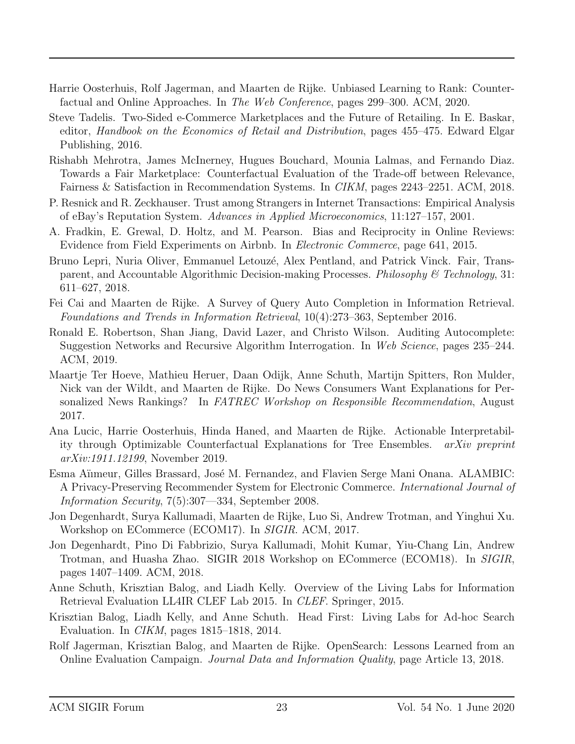Harrie Oosterhuis, Rolf Jagerman, and Maarten de Rijke. Unbiased Learning to Rank: Counterfactual and Online Approaches. In *The Web Conference*, pages 299–300. ACM, 2020.

Steve Tadelis. Two-Sided e-Commerce Marketplaces and the Future of Retailing. In E. Baskar, editor, *Handbook on the Economics of Retail and Distribution*, pages 455–475. Edward Elgar Publishing, 2016.

Rishabh Mehrotra, James McInerney, Hugues Bouchard, Mounia Lalmas, and Fernando Diaz. Towards a Fair Marketplace: Counterfactual Evaluation of the Trade-off between Relevance, Fairness & Satisfaction in Recommendation Systems. In *CIKM*, pages 2243–2251. ACM, 2018.

P. Resnick and R. Zeckhauser. Trust among Strangers in Internet Transactions: Empirical Analysis of eBay's Reputation System. *Advances in Applied Microeconomics*, 11:127–157, 2001.

A. Fradkin, E. Grewal, D. Holtz, and M. Pearson. Bias and Reciprocity in Online Reviews: Evidence from Field Experiments on Airbnb. In *Electronic Commerce*, page 641, 2015.

Bruno Lepri, Nuria Oliver, Emmanuel Letouzé, Alex Pentland, and Patrick Vinck. Fair, Transparent, and Accountable Algorithmic Decision-making Processes. *Philosophy & Technology*, 31: 611–627, 2018.

Fei Cai and Maarten de Rijke. A Survey of Query Auto Completion in Information Retrieval. *Foundations and Trends in Information Retrieval*, 10(4):273–363, September 2016.

Ronald E. Robertson, Shan Jiang, David Lazer, and Christo Wilson. Auditing Autocomplete: Suggestion Networks and Recursive Algorithm Interrogation. In *Web Science*, pages 235–244. ACM, 2019.

Maartje Ter Hoeve, Mathieu Heruer, Daan Odijk, Anne Schuth, Martijn Spitters, Ron Mulder, Nick van der Wildt, and Maarten de Rijke. Do News Consumers Want Explanations for Personalized News Rankings? In *FATREC Workshop on Responsible Recommendation*, August 2017.

Ana Lucic, Harrie Oosterhuis, Hinda Haned, and Maarten de Rijke. Actionable Interpretability through Optimizable Counterfactual Explanations for Tree Ensembles. *arXiv preprint arXiv:1911.12199*, November 2019.

Esma Aïmeur, Gilles Brassard, José M. Fernandez, and Flavien Serge Mani Onana. ALAMBIC: A Privacy-Preserving Recommender System for Electronic Commerce. *International Journal of Information Security*, 7(5):307—334, September 2008.

Jon Degenhardt, Surya Kallumadi, Maarten de Rijke, Luo Si, Andrew Trotman, and Yinghui Xu. Workshop on ECommerce (ECOM17). In *SIGIR*. ACM, 2017.

Jon Degenhardt, Pino Di Fabbrizio, Surya Kallumadi, Mohit Kumar, Yiu-Chang Lin, Andrew Trotman, and Huasha Zhao. SIGIR 2018 Workshop on ECommerce (ECOM18). In *SIGIR*, pages 1407–1409. ACM, 2018.

Anne Schuth, Krisztian Balog, and Liadh Kelly. Overview of the Living Labs for Information Retrieval Evaluation LL4IR CLEF Lab 2015. In *CLEF*. Springer, 2015.

Krisztian Balog, Liadh Kelly, and Anne Schuth. Head First: Living Labs for Ad-hoc Search Evaluation. In *CIKM*, pages 1815–1818, 2014.

Rolf Jagerman, Krisztian Balog, and Maarten de Rijke. OpenSearch: Lessons Learned from an Online Evaluation Campaign. *Journal Data and Information Quality*, page Article 13, 2018.